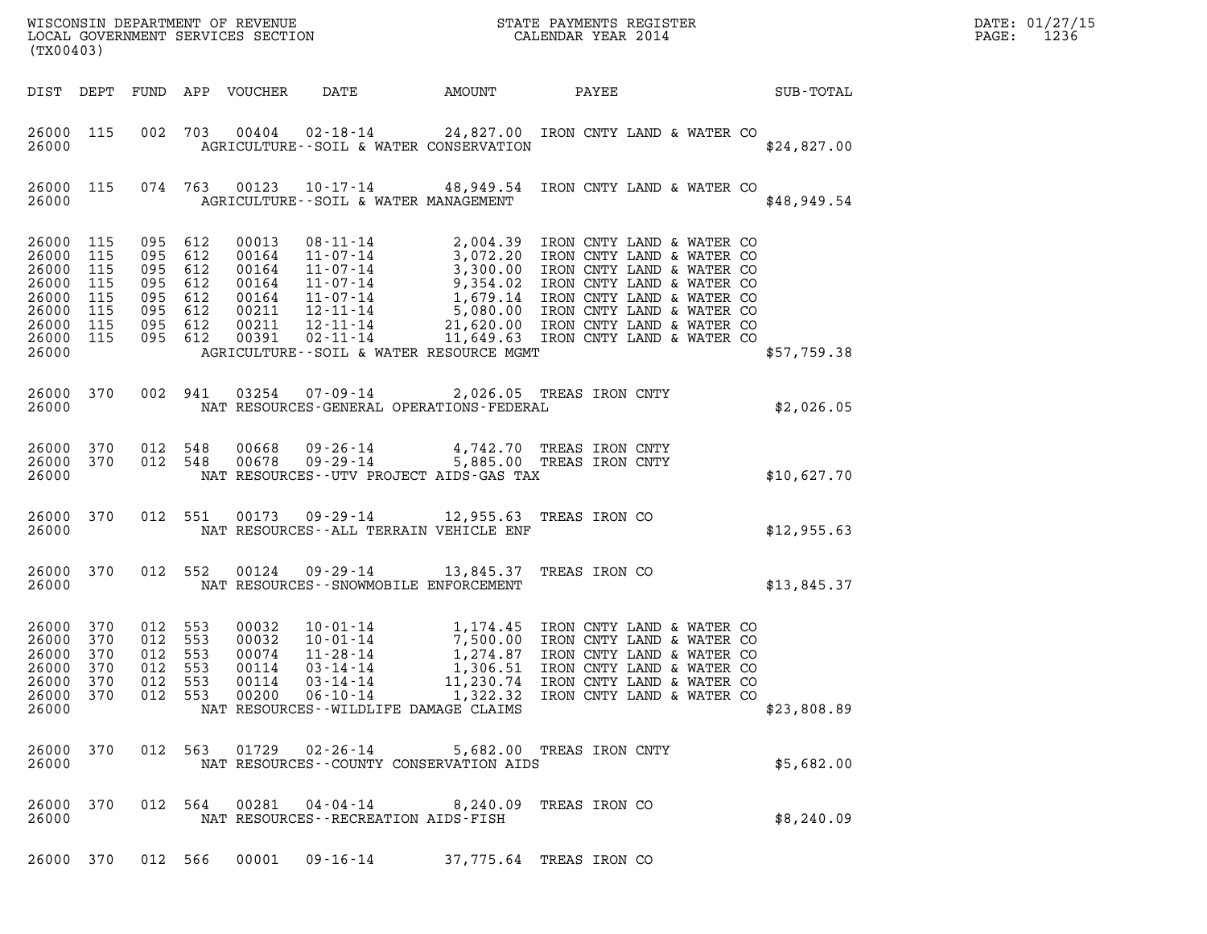WISCONSIN DEPARTMENT OF REVENUE
LOCAL GOVERNMENT SERVICES SECTION
(TX00403)

STATE PAYMENTS REGISTER
CALENDAR YEAR 2014

DATE: 01/27/15

| DIST | DEPT | FUND | APP | VOUCHER | DATE | AMOUNT | PAYEE | SUB-TOTAL |
|---|---|---|---|---|---|---|---|---|
| 26000 | 115 | 002 | 703 | 00404 | 02-18-14 | 24,827.00 | IRON CNTY LAND & WATER CO | |
| 26000 | | | | | AGRICULTURE--SOIL & WATER CONSERVATION | | | $24,827.00 |
| 26000 | 115 | 074 | 763 | 00123 | 10-17-14 | 48,949.54 | IRON CNTY LAND & WATER CO | |
| 26000 | | | | | AGRICULTURE--SOIL & WATER MANAGEMENT | | | $48,949.54 |
| 26000 | 115 | 095 | 612 | 00013 | 08-11-14 | 2,004.39 | IRON CNTY LAND & WATER CO | |
| 26000 | 115 | 095 | 612 | 00164 | 11-07-14 | 3,072.20 | IRON CNTY LAND & WATER CO | |
| 26000 | 115 | 095 | 612 | 00164 | 11-07-14 | 3,300.00 | IRON CNTY LAND & WATER CO | |
| 26000 | 115 | 095 | 612 | 00164 | 11-07-14 | 9,354.02 | IRON CNTY LAND & WATER CO | |
| 26000 | 115 | 095 | 612 | 00164 | 11-07-14 | 1,679.14 | IRON CNTY LAND & WATER CO | |
| 26000 | 115 | 095 | 612 | 00211 | 12-11-14 | 5,080.00 | IRON CNTY LAND & WATER CO | |
| 26000 | 115 | 095 | 612 | 00211 | 12-11-14 | 21,620.00 | IRON CNTY LAND & WATER CO | |
| 26000 | 115 | 095 | 612 | 00391 | 02-11-14 | 11,649.63 | IRON CNTY LAND & WATER CO | |
| 26000 | | | | | AGRICULTURE--SOIL & WATER RESOURCE MGMT | | | $57,759.38 |
| 26000 | 370 | 002 | 941 | 03254 | 07-09-14 | 2,026.05 | TREAS IRON CNTY | |
| 26000 | | | | | NAT RESOURCES-GENERAL OPERATIONS-FEDERAL | | | $2,026.05 |
| 26000 | 370 | 012 | 548 | 00668 | 09-26-14 | 4,742.70 | TREAS IRON CNTY | |
| 26000 | 370 | 012 | 548 | 00678 | 09-29-14 | 5,885.00 | TREAS IRON CNTY | |
| 26000 | | | | | NAT RESOURCES--UTV PROJECT AIDS-GAS TAX | | | $10,627.70 |
| 26000 | 370 | 012 | 551 | 00173 | 09-29-14 | 12,955.63 | TREAS IRON CO | |
| 26000 | | | | | NAT RESOURCES--ALL TERRAIN VEHICLE ENF | | | $12,955.63 |
| 26000 | 370 | 012 | 552 | 00124 | 09-29-14 | 13,845.37 | TREAS IRON CO | |
| 26000 | | | | | NAT RESOURCES--SNOWMOBILE ENFORCEMENT | | | $13,845.37 |
| 26000 | 370 | 012 | 553 | 00032 | 10-01-14 | 1,174.45 | IRON CNTY LAND & WATER CO | |
| 26000 | 370 | 012 | 553 | 00032 | 10-01-14 | 7,500.00 | IRON CNTY LAND & WATER CO | |
| 26000 | 370 | 012 | 553 | 00074 | 11-28-14 | 1,274.87 | IRON CNTY LAND & WATER CO | |
| 26000 | 370 | 012 | 553 | 00114 | 03-14-14 | 1,306.51 | IRON CNTY LAND & WATER CO | |
| 26000 | 370 | 012 | 553 | 00114 | 03-14-14 | 11,230.74 | IRON CNTY LAND & WATER CO | |
| 26000 | 370 | 012 | 553 | 00200 | 06-10-14 | 1,322.32 | IRON CNTY LAND & WATER CO | |
| 26000 | | | | | NAT RESOURCES--WILDLIFE DAMAGE CLAIMS | | | $23,808.89 |
| 26000 | 370 | 012 | 563 | 01729 | 02-26-14 | 5,682.00 | TREAS IRON CNTY | |
| 26000 | | | | | NAT RESOURCES--COUNTY CONSERVATION AIDS | | | $5,682.00 |
| 26000 | 370 | 012 | 564 | 00281 | 04-04-14 | 8,240.09 | TREAS IRON CO | |
| 26000 | | | | | NAT RESOURCES--RECREATION AIDS-FISH | | | $8,240.09 |
| 26000 | 370 | 012 | 566 | 00001 | 09-16-14 | 37,775.64 | TREAS IRON CO | |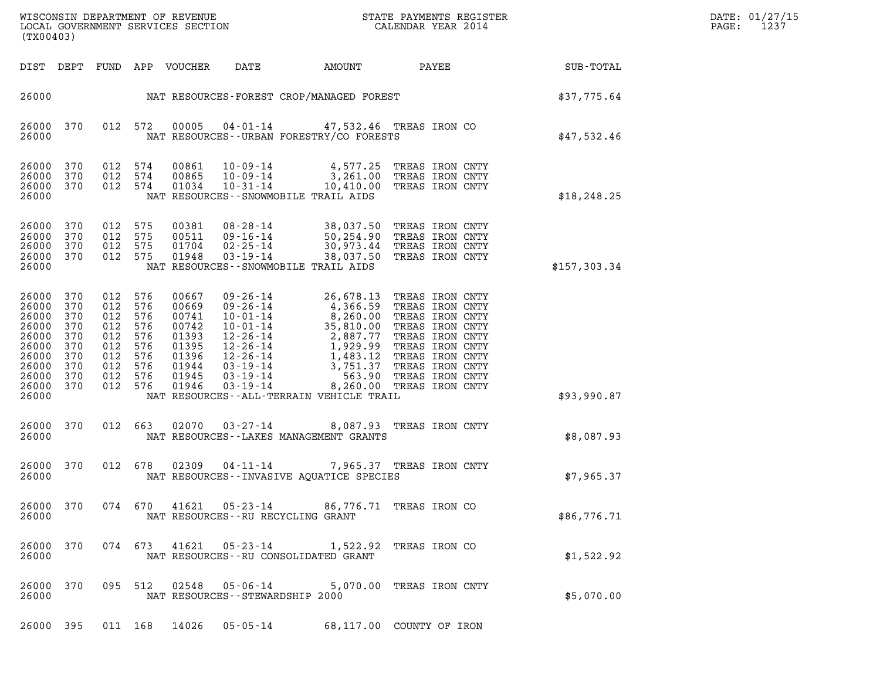| DIST | DEPT | FUND | APP | VOUCHER | DATE | AMOUNT | PAYEE | SUB-TOTAL |
|---|---|---|---|---|---|---|---|---|
| 26000 | | | | | NAT RESOURCES-FOREST CROP/MANAGED FOREST | | | $37,775.64 |
| 26000 | 370 | 012 | 572 | 00005 | 04-01-14 | 47,532.46 | TREAS IRON CO | |
| 26000 | | | | | NAT RESOURCES--URBAN FORESTRY/CO FORESTS | | | $47,532.46 |
| 26000 | 370 | 012 | 574 | 00861 | 10-09-14 | 4,577.25 | TREAS IRON CNTY | |
| 26000 | 370 | 012 | 574 | 00865 | 10-09-14 | 3,261.00 | TREAS IRON CNTY | |
| 26000 | 370 | 012 | 574 | 01034 | 10-31-14 | 10,410.00 | TREAS IRON CNTY | |
| 26000 | | | | | NAT RESOURCES--SNOWMOBILE TRAIL AIDS | | | $18,248.25 |
| 26000 | 370 | 012 | 575 | 00381 | 08-28-14 | 38,037.50 | TREAS IRON CNTY | |
| 26000 | 370 | 012 | 575 | 00511 | 09-16-14 | 50,254.90 | TREAS IRON CNTY | |
| 26000 | 370 | 012 | 575 | 01704 | 02-25-14 | 30,973.44 | TREAS IRON CNTY | |
| 26000 | 370 | 012 | 575 | 01948 | 03-19-14 | 38,037.50 | TREAS IRON CNTY | |
| 26000 | | | | | NAT RESOURCES--SNOWMOBILE TRAIL AIDS | | | $157,303.34 |
| 26000 | 370 | 012 | 576 | 00667 | 09-26-14 | 26,678.13 | TREAS IRON CNTY | |
| 26000 | 370 | 012 | 576 | 00669 | 09-26-14 | 4,366.59 | TREAS IRON CNTY | |
| 26000 | 370 | 012 | 576 | 00741 | 10-01-14 | 8,260.00 | TREAS IRON CNTY | |
| 26000 | 370 | 012 | 576 | 00742 | 10-01-14 | 35,810.00 | TREAS IRON CNTY | |
| 26000 | 370 | 012 | 576 | 01393 | 12-26-14 | 2,887.77 | TREAS IRON CNTY | |
| 26000 | 370 | 012 | 576 | 01395 | 12-26-14 | 1,929.99 | TREAS IRON CNTY | |
| 26000 | 370 | 012 | 576 | 01396 | 12-26-14 | 1,483.12 | TREAS IRON CNTY | |
| 26000 | 370 | 012 | 576 | 01944 | 03-19-14 | 3,751.37 | TREAS IRON CNTY | |
| 26000 | 370 | 012 | 576 | 01945 | 03-19-14 | 563.90 | TREAS IRON CNTY | |
| 26000 | 370 | 012 | 576 | 01946 | 03-19-14 | 8,260.00 | TREAS IRON CNTY | |
| 26000 | | | | | NAT RESOURCES--ALL-TERRAIN VEHICLE TRAIL | | | $93,990.87 |
| 26000 | 370 | 012 | 663 | 02070 | 03-27-14 | 8,087.93 | TREAS IRON CNTY | |
| 26000 | | | | | NAT RESOURCES--LAKES MANAGEMENT GRANTS | | | $8,087.93 |
| 26000 | 370 | 012 | 678 | 02309 | 04-11-14 | 7,965.37 | TREAS IRON CNTY | |
| 26000 | | | | | NAT RESOURCES--INVASIVE AQUATICE SPECIES | | | $7,965.37 |
| 26000 | 370 | 074 | 670 | 41621 | 05-23-14 | 86,776.71 | TREAS IRON CO | |
| 26000 | | | | | NAT RESOURCES--RU RECYCLING GRANT | | | $86,776.71 |
| 26000 | 370 | 074 | 673 | 41621 | 05-23-14 | 1,522.92 | TREAS IRON CO | |
| 26000 | | | | | NAT RESOURCES--RU CONSOLIDATED GRANT | | | $1,522.92 |
| 26000 | 370 | 095 | 512 | 02548 | 05-06-14 | 5,070.00 | TREAS IRON CNTY | |
| 26000 | | | | | NAT RESOURCES--STEWARDSHIP 2000 | | | $5,070.00 |
| 26000 | 395 | 011 | 168 | 14026 | 05-05-14 | 68,117.00 | COUNTY OF IRON | |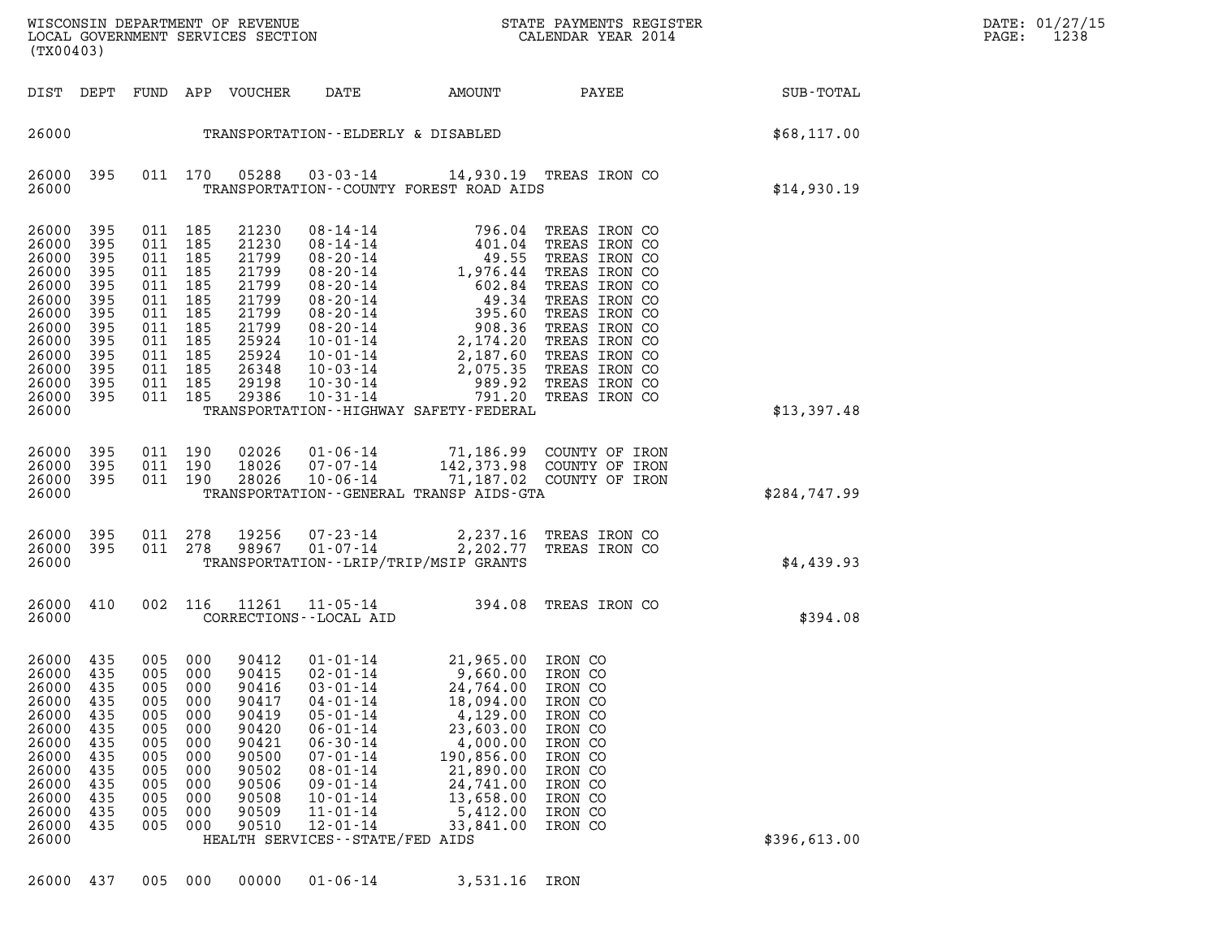| DIST | DEPT | FUND | APP | VOUCHER | DATE | AMOUNT | PAYEE | SUB-TOTAL |
|---|---|---|---|---|---|---|---|---|
| 26000 | | | | | TRANSPORTATION--ELDERLY & DISABLED | | | $68,117.00 |
| 26000 | 395 | 011 | 170 | 05288 | 03-03-14 | 14,930.19 | TREAS IRON CO | |
| 26000 | | | | | TRANSPORTATION--COUNTY FOREST ROAD AIDS | | | $14,930.19 |
| 26000 | 395 | 011 | 185 | 21230 | 08-14-14 | 796.04 | TREAS IRON CO | |
| 26000 | 395 | 011 | 185 | 21230 | 08-14-14 | 401.04 | TREAS IRON CO | |
| 26000 | 395 | 011 | 185 | 21799 | 08-20-14 | 49.55 | TREAS IRON CO | |
| 26000 | 395 | 011 | 185 | 21799 | 08-20-14 | 1,976.44 | TREAS IRON CO | |
| 26000 | 395 | 011 | 185 | 21799 | 08-20-14 | 602.84 | TREAS IRON CO | |
| 26000 | 395 | 011 | 185 | 21799 | 08-20-14 | 49.34 | TREAS IRON CO | |
| 26000 | 395 | 011 | 185 | 21799 | 08-20-14 | 395.60 | TREAS IRON CO | |
| 26000 | 395 | 011 | 185 | 21799 | 08-20-14 | 908.36 | TREAS IRON CO | |
| 26000 | 395 | 011 | 185 | 25924 | 10-01-14 | 2,174.20 | TREAS IRON CO | |
| 26000 | 395 | 011 | 185 | 25924 | 10-01-14 | 2,187.60 | TREAS IRON CO | |
| 26000 | 395 | 011 | 185 | 26348 | 10-03-14 | 2,075.35 | TREAS IRON CO | |
| 26000 | 395 | 011 | 185 | 29198 | 10-30-14 | 989.92 | TREAS IRON CO | |
| 26000 | 395 | 011 | 185 | 29386 | 10-31-14 | 791.20 | TREAS IRON CO | |
| 26000 | | | | | TRANSPORTATION--HIGHWAY SAFETY-FEDERAL | | | $13,397.48 |
| 26000 | 395 | 011 | 190 | 02026 | 01-06-14 | 71,186.99 | COUNTY OF IRON | |
| 26000 | 395 | 011 | 190 | 18026 | 07-07-14 | 142,373.98 | COUNTY OF IRON | |
| 26000 | 395 | 011 | 190 | 28026 | 10-06-14 | 71,187.02 | COUNTY OF IRON | |
| 26000 | | | | | TRANSPORTATION--GENERAL TRANSP AIDS-GTA | | | $284,747.99 |
| 26000 | 395 | 011 | 278 | 19256 | 07-23-14 | 2,237.16 | TREAS IRON CO | |
| 26000 | 395 | 011 | 278 | 98967 | 01-07-14 | 2,202.77 | TREAS IRON CO | |
| 26000 | | | | | TRANSPORTATION--LRIP/TRIP/MSIP GRANTS | | | $4,439.93 |
| 26000 | 410 | 002 | 116 | 11261 | 11-05-14 | 394.08 | TREAS IRON CO | |
| 26000 | | | | | CORRECTIONS--LOCAL AID | | | $394.08 |
| 26000 | 435 | 005 | 000 | 90412 | 01-01-14 | 21,965.00 | IRON CO | |
| 26000 | 435 | 005 | 000 | 90415 | 02-01-14 | 9,660.00 | IRON CO | |
| 26000 | 435 | 005 | 000 | 90416 | 03-01-14 | 24,764.00 | IRON CO | |
| 26000 | 435 | 005 | 000 | 90417 | 04-01-14 | 18,094.00 | IRON CO | |
| 26000 | 435 | 005 | 000 | 90419 | 05-01-14 | 4,129.00 | IRON CO | |
| 26000 | 435 | 005 | 000 | 90420 | 06-01-14 | 23,603.00 | IRON CO | |
| 26000 | 435 | 005 | 000 | 90421 | 06-30-14 | 4,000.00 | IRON CO | |
| 26000 | 435 | 005 | 000 | 90500 | 07-01-14 | 190,856.00 | IRON CO | |
| 26000 | 435 | 005 | 000 | 90502 | 08-01-14 | 21,890.00 | IRON CO | |
| 26000 | 435 | 005 | 000 | 90506 | 09-01-14 | 24,741.00 | IRON CO | |
| 26000 | 435 | 005 | 000 | 90508 | 10-01-14 | 13,658.00 | IRON CO | |
| 26000 | 435 | 005 | 000 | 90509 | 11-01-14 | 5,412.00 | IRON CO | |
| 26000 | 435 | 005 | 000 | 90510 | 12-01-14 | 33,841.00 | IRON CO | |
| 26000 | | | | | HEALTH SERVICES--STATE/FED AIDS | | | $396,613.00 |
| 26000 | 437 | 005 | 000 | 00000 | 01-06-14 | 3,531.16 | IRON | |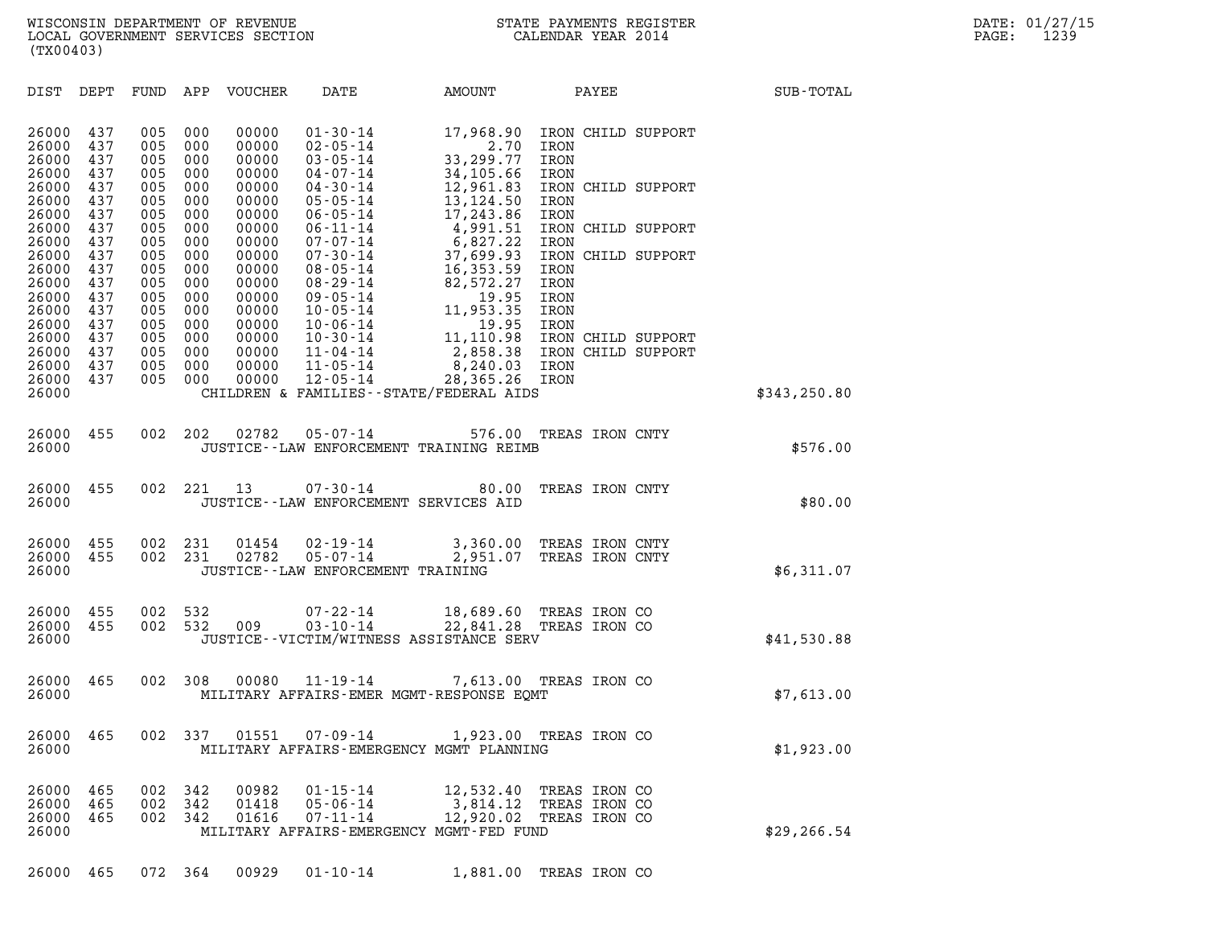WISCONSIN DEPARTMENT OF REVENUE
LOCAL GOVERNMENT SERVICES SECTION
(TX00403)

STATE PAYMENTS REGISTER
CALENDAR YEAR 2014

DATE: 01/27/15

| DIST | DEPT | FUND | APP | VOUCHER | DATE | AMOUNT | PAYEE | SUB-TOTAL |
|---|---|---|---|---|---|---|---|---|
| 26000 | 437 | 005 | 000 | 00000 | 01-30-14 | 17,968.90 | IRON CHILD SUPPORT | |
| 26000 | 437 | 005 | 000 | 00000 | 02-05-14 | 2.70 | IRON | |
| 26000 | 437 | 005 | 000 | 00000 | 03-05-14 | 33,299.77 | IRON | |
| 26000 | 437 | 005 | 000 | 00000 | 04-07-14 | 34,105.66 | IRON | |
| 26000 | 437 | 005 | 000 | 00000 | 04-30-14 | 12,961.83 | IRON CHILD SUPPORT | |
| 26000 | 437 | 005 | 000 | 00000 | 05-05-14 | 13,124.50 | IRON | |
| 26000 | 437 | 005 | 000 | 00000 | 06-05-14 | 17,243.86 | IRON | |
| 26000 | 437 | 005 | 000 | 00000 | 06-11-14 | 4,991.51 | IRON CHILD SUPPORT | |
| 26000 | 437 | 005 | 000 | 00000 | 07-07-14 | 6,827.22 | IRON | |
| 26000 | 437 | 005 | 000 | 00000 | 07-30-14 | 37,699.93 | IRON CHILD SUPPORT | |
| 26000 | 437 | 005 | 000 | 00000 | 08-05-14 | 16,353.59 | IRON | |
| 26000 | 437 | 005 | 000 | 00000 | 08-29-14 | 82,572.27 | IRON | |
| 26000 | 437 | 005 | 000 | 00000 | 09-05-14 | 19.95 | IRON | |
| 26000 | 437 | 005 | 000 | 00000 | 10-05-14 | 11,953.35 | IRON | |
| 26000 | 437 | 005 | 000 | 00000 | 10-06-14 | 19.95 | IRON | |
| 26000 | 437 | 005 | 000 | 00000 | 10-30-14 | 11,110.98 | IRON CHILD SUPPORT | |
| 26000 | 437 | 005 | 000 | 00000 | 11-04-14 | 2,858.38 | IRON CHILD SUPPORT | |
| 26000 | 437 | 005 | 000 | 00000 | 11-05-14 | 8,240.03 | IRON | |
| 26000 | 437 | 005 | 000 | 00000 | 12-05-14 | 28,365.26 | IRON | |
| 26000 | | | | | CHILDREN & FAMILIES--STATE/FEDERAL AIDS | | | $343,250.80 |
| 26000 | 455 | 002 | 202 | 02782 | 05-07-14 | 576.00 | TREAS IRON CNTY | |
| 26000 | | | | | JUSTICE--LAW ENFORCEMENT TRAINING REIMB | | | $576.00 |
| 26000 | 455 | 002 | 221 | 13 | 07-30-14 | 80.00 | TREAS IRON CNTY | |
| 26000 | | | | | JUSTICE--LAW ENFORCEMENT SERVICES AID | | | $80.00 |
| 26000 | 455 | 002 | 231 | 01454 | 02-19-14 | 3,360.00 | TREAS IRON CNTY | |
| 26000 | 455 | 002 | 231 | 02782 | 05-07-14 | 2,951.07 | TREAS IRON CNTY | |
| 26000 | | | | | JUSTICE--LAW ENFORCEMENT TRAINING | | | $6,311.07 |
| 26000 | 455 | 002 | 532 | | 07-22-14 | 18,689.60 | TREAS IRON CO | |
| 26000 | 455 | 002 | 532 | 009 | 03-10-14 | 22,841.28 | TREAS IRON CO | |
| 26000 | | | | | JUSTICE--VICTIM/WITNESS ASSISTANCE SERV | | | $41,530.88 |
| 26000 | 465 | 002 | 308 | 00080 | 11-19-14 | 7,613.00 | TREAS IRON CO | |
| 26000 | | | | | MILITARY AFFAIRS-EMER MGMT-RESPONSE EQMT | | | $7,613.00 |
| 26000 | 465 | 002 | 337 | 01551 | 07-09-14 | 1,923.00 | TREAS IRON CO | |
| 26000 | | | | | MILITARY AFFAIRS-EMERGENCY MGMT PLANNING | | | $1,923.00 |
| 26000 | 465 | 002 | 342 | 00982 | 01-15-14 | 12,532.40 | TREAS IRON CO | |
| 26000 | 465 | 002 | 342 | 01418 | 05-06-14 | 3,814.12 | TREAS IRON CO | |
| 26000 | 465 | 002 | 342 | 01616 | 07-11-14 | 12,920.02 | TREAS IRON CO | |
| 26000 | | | | | MILITARY AFFAIRS-EMERGENCY MGMT-FED FUND | | | $29,266.54 |
| 26000 | 465 | 072 | 364 | 00929 | 01-10-14 | 1,881.00 | TREAS IRON CO | |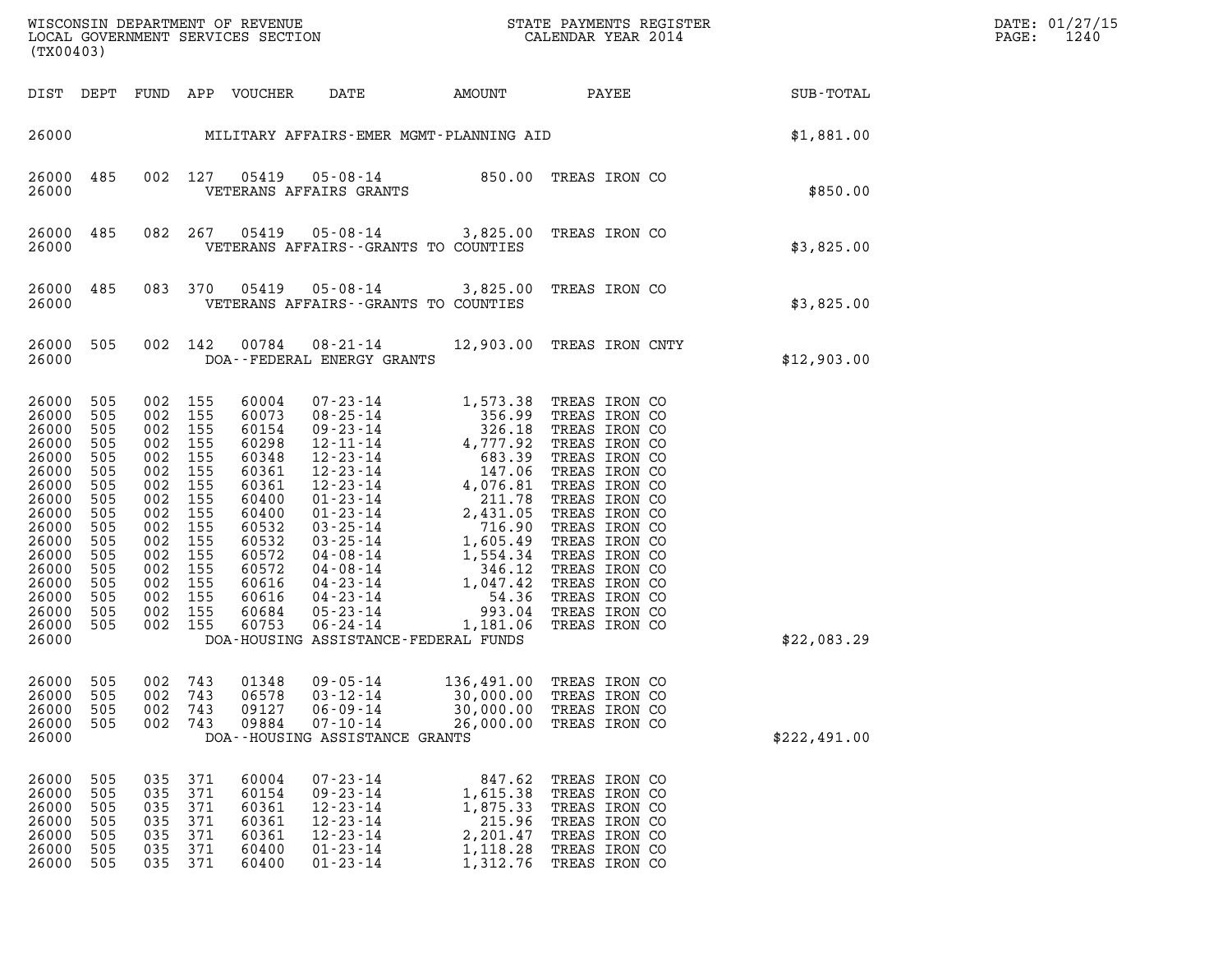WISCONSIN DEPARTMENT OF REVENUE
LOCAL GOVERNMENT SERVICES SECTION
(TX00403)

STATE PAYMENTS REGISTER
CALENDAR YEAR 2014

DATE: 01/27/15
PAGE: 1240

| DIST | DEPT | FUND | APP | VOUCHER | DATE | AMOUNT | PAYEE | SUB-TOTAL |
|---|---|---|---|---|---|---|---|---|
| 26000 | | | | | MILITARY AFFAIRS-EMER MGMT-PLANNING AID | | | $1,881.00 |
| 26000 | 485 | 002 | 127 | 05419 | 05-08-14 | 850.00 | TREAS IRON CO | |
| 26000 | | | | | VETERANS AFFAIRS GRANTS | | | $850.00 |
| 26000 | 485 | 082 | 267 | 05419 | 05-08-14 | 3,825.00 | TREAS IRON CO | |
| 26000 | | | | | VETERANS AFFAIRS--GRANTS TO COUNTIES | | | $3,825.00 |
| 26000 | 485 | 083 | 370 | 05419 | 05-08-14 | 3,825.00 | TREAS IRON CO | |
| 26000 | | | | | VETERANS AFFAIRS--GRANTS TO COUNTIES | | | $3,825.00 |
| 26000 | 505 | 002 | 142 | 00784 | 08-21-14 | 12,903.00 | TREAS IRON CNTY | |
| 26000 | | | | | DOA--FEDERAL ENERGY GRANTS | | | $12,903.00 |
| 26000 | 505 | 002 | 155 | 60004 | 07-23-14 | 1,573.38 | TREAS IRON CO | |
| 26000 | 505 | 002 | 155 | 60073 | 08-25-14 | 356.99 | TREAS IRON CO | |
| 26000 | 505 | 002 | 155 | 60154 | 09-23-14 | 326.18 | TREAS IRON CO | |
| 26000 | 505 | 002 | 155 | 60298 | 12-11-14 | 4,777.92 | TREAS IRON CO | |
| 26000 | 505 | 002 | 155 | 60348 | 12-23-14 | 683.39 | TREAS IRON CO | |
| 26000 | 505 | 002 | 155 | 60361 | 12-23-14 | 147.06 | TREAS IRON CO | |
| 26000 | 505 | 002 | 155 | 60361 | 12-23-14 | 4,076.81 | TREAS IRON CO | |
| 26000 | 505 | 002 | 155 | 60400 | 01-23-14 | 211.78 | TREAS IRON CO | |
| 26000 | 505 | 002 | 155 | 60400 | 01-23-14 | 2,431.05 | TREAS IRON CO | |
| 26000 | 505 | 002 | 155 | 60532 | 03-25-14 | 716.90 | TREAS IRON CO | |
| 26000 | 505 | 002 | 155 | 60532 | 03-25-14 | 1,605.49 | TREAS IRON CO | |
| 26000 | 505 | 002 | 155 | 60572 | 04-08-14 | 1,554.34 | TREAS IRON CO | |
| 26000 | 505 | 002 | 155 | 60572 | 04-08-14 | 346.12 | TREAS IRON CO | |
| 26000 | 505 | 002 | 155 | 60616 | 04-23-14 | 1,047.42 | TREAS IRON CO | |
| 26000 | 505 | 002 | 155 | 60616 | 04-23-14 | 54.36 | TREAS IRON CO | |
| 26000 | 505 | 002 | 155 | 60684 | 05-23-14 | 993.04 | TREAS IRON CO | |
| 26000 | 505 | 002 | 155 | 60753 | 06-24-14 | 1,181.06 | TREAS IRON CO | |
| 26000 | | | | | DOA-HOUSING ASSISTANCE-FEDERAL FUNDS | | | $22,083.29 |
| 26000 | 505 | 002 | 743 | 01348 | 09-05-14 | 136,491.00 | TREAS IRON CO | |
| 26000 | 505 | 002 | 743 | 06578 | 03-12-14 | 30,000.00 | TREAS IRON CO | |
| 26000 | 505 | 002 | 743 | 09127 | 06-09-14 | 30,000.00 | TREAS IRON CO | |
| 26000 | 505 | 002 | 743 | 09884 | 07-10-14 | 26,000.00 | TREAS IRON CO | |
| 26000 | | | | | DOA--HOUSING ASSISTANCE GRANTS | | | $222,491.00 |
| 26000 | 505 | 035 | 371 | 60004 | 07-23-14 | 847.62 | TREAS IRON CO | |
| 26000 | 505 | 035 | 371 | 60154 | 09-23-14 | 1,615.38 | TREAS IRON CO | |
| 26000 | 505 | 035 | 371 | 60361 | 12-23-14 | 1,875.33 | TREAS IRON CO | |
| 26000 | 505 | 035 | 371 | 60361 | 12-23-14 | 215.96 | TREAS IRON CO | |
| 26000 | 505 | 035 | 371 | 60361 | 12-23-14 | 2,201.47 | TREAS IRON CO | |
| 26000 | 505 | 035 | 371 | 60400 | 01-23-14 | 1,118.28 | TREAS IRON CO | |
| 26000 | 505 | 035 | 371 | 60400 | 01-23-14 | 1,312.76 | TREAS IRON CO | |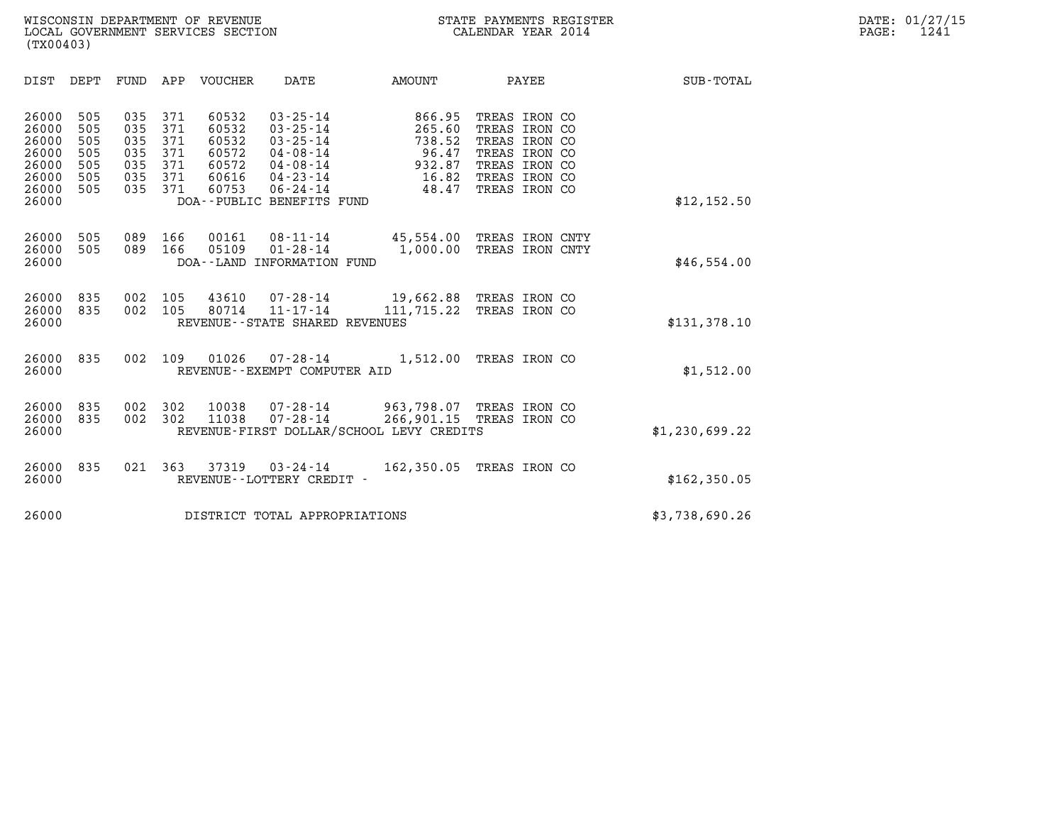WISCONSIN DEPARTMENT OF REVENUE
LOCAL GOVERNMENT SERVICES SECTION
(TX00403)

STATE PAYMENTS REGISTER
CALENDAR YEAR 2014

DATE: 01/27/15

| DIST | DEPT | FUND | APP | VOUCHER | DATE | AMOUNT | PAYEE | SUB-TOTAL |
|---|---|---|---|---|---|---|---|---|
| 26000 | 505 | 035 | 371 | 60532 | 03-25-14 | 866.95 | TREAS IRON CO | |
| 26000 | 505 | 035 | 371 | 60532 | 03-25-14 | 265.60 | TREAS IRON CO | |
| 26000 | 505 | 035 | 371 | 60532 | 03-25-14 | 738.52 | TREAS IRON CO | |
| 26000 | 505 | 035 | 371 | 60572 | 04-08-14 | 96.47 | TREAS IRON CO | |
| 26000 | 505 | 035 | 371 | 60572 | 04-08-14 | 932.87 | TREAS IRON CO | |
| 26000 | 505 | 035 | 371 | 60616 | 04-23-14 | 16.82 | TREAS IRON CO | |
| 26000 | 505 | 035 | 371 | 60753 | 06-24-14 | 48.47 | TREAS IRON CO | |
| 26000 | | | | DOA--PUBLIC BENEFITS FUND | | | | $12,152.50 |
| 26000 | 505 | 089 | 166 | 00161 | 08-11-14 | 45,554.00 | TREAS IRON CNTY | |
| 26000 | 505 | 089 | 166 | 05109 | 01-28-14 | 1,000.00 | TREAS IRON CNTY | |
| 26000 | | | | DOA--LAND INFORMATION FUND | | | | $46,554.00 |
| 26000 | 835 | 002 | 105 | 43610 | 07-28-14 | 19,662.88 | TREAS IRON CO | |
| 26000 | 835 | 002 | 105 | 80714 | 11-17-14 | 111,715.22 | TREAS IRON CO | |
| 26000 | | | | REVENUE--STATE SHARED REVENUES | | | | $131,378.10 |
| 26000 | 835 | 002 | 109 | 01026 | 07-28-14 | 1,512.00 | TREAS IRON CO | |
| 26000 | | | | REVENUE--EXEMPT COMPUTER AID | | | | $1,512.00 |
| 26000 | 835 | 002 | 302 | 10038 | 07-28-14 | 963,798.07 | TREAS IRON CO | |
| 26000 | 835 | 002 | 302 | 11038 | 07-28-14 | 266,901.15 | TREAS IRON CO | |
| 26000 | | | | REVENUE-FIRST DOLLAR/SCHOOL LEVY CREDITS | | | | $1,230,699.22 |
| 26000 | 835 | 021 | 363 | 37319 | 03-24-14 | 162,350.05 | TREAS IRON CO | |
| 26000 | | | | REVENUE--LOTTERY CREDIT - | | | | $162,350.05 |
| 26000 | | | | DISTRICT TOTAL APPROPRIATIONS | | | | $3,738,690.26 |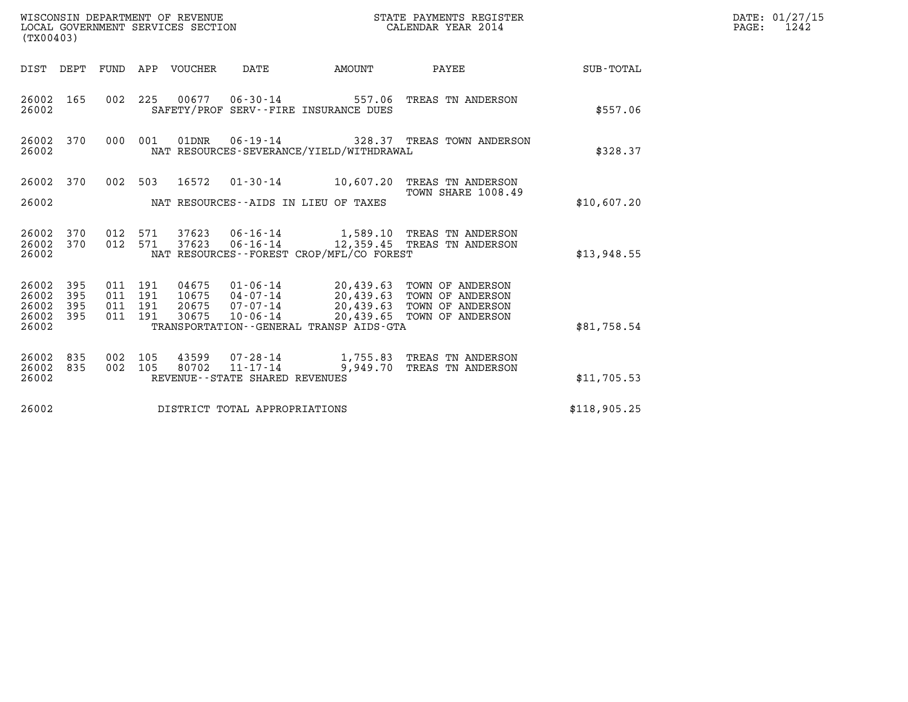WISCONSIN DEPARTMENT OF REVENUE
LOCAL GOVERNMENT SERVICES SECTION
(TX00403)

STATE PAYMENTS REGISTER
CALENDAR YEAR 2014

DATE: 01/27/15
PAGE: 1242

| DIST | DEPT | FUND | APP | VOUCHER | DATE | AMOUNT | PAYEE | SUB-TOTAL |
|---|---|---|---|---|---|---|---|---|
| 26002 | 165 | 002 | 225 | 00677 | 06-30-14 | 557.06 | TREAS TN ANDERSON | |
| 26002 | | | | | SAFETY/PROF SERV--FIRE INSURANCE DUES | | | $557.06 |
| 26002 | 370 | 000 | 001 | 01DNR | 06-19-14 | 328.37 | TREAS TOWN ANDERSON | |
| 26002 | | | | | NAT RESOURCES-SEVERANCE/YIELD/WITHDRAWAL | | | $328.37 |
| 26002 | 370 | 002 | 503 | 16572 | 01-30-14 | 10,607.20 | TREAS TN ANDERSON TOWN SHARE 1008.49 | |
| 26002 | | | | | NAT RESOURCES--AIDS IN LIEU OF TAXES | | | $10,607.20 |
| 26002 | 370 | 012 | 571 | 37623 | 06-16-14 | 1,589.10 | TREAS TN ANDERSON | |
| 26002 | 370 | 012 | 571 | 37623 | 06-16-14 | 12,359.45 | TREAS TN ANDERSON | |
| 26002 | | | | | NAT RESOURCES--FOREST CROP/MFL/CO FOREST | | | $13,948.55 |
| 26002 | 395 | 011 | 191 | 04675 | 01-06-14 | 20,439.63 | TOWN OF ANDERSON | |
| 26002 | 395 | 011 | 191 | 10675 | 04-07-14 | 20,439.63 | TOWN OF ANDERSON | |
| 26002 | 395 | 011 | 191 | 20675 | 07-07-14 | 20,439.63 | TOWN OF ANDERSON | |
| 26002 | 395 | 011 | 191 | 30675 | 10-06-14 | 20,439.65 | TOWN OF ANDERSON | |
| 26002 | | | | | TRANSPORTATION--GENERAL TRANSP AIDS-GTA | | | $81,758.54 |
| 26002 | 835 | 002 | 105 | 43599 | 07-28-14 | 1,755.83 | TREAS TN ANDERSON | |
| 26002 | 835 | 002 | 105 | 80702 | 11-17-14 | 9,949.70 | TREAS TN ANDERSON | |
| 26002 | | | | | REVENUE--STATE SHARED REVENUES | | | $11,705.53 |
| 26002 | | | | | DISTRICT TOTAL APPROPRIATIONS | | | $118,905.25 |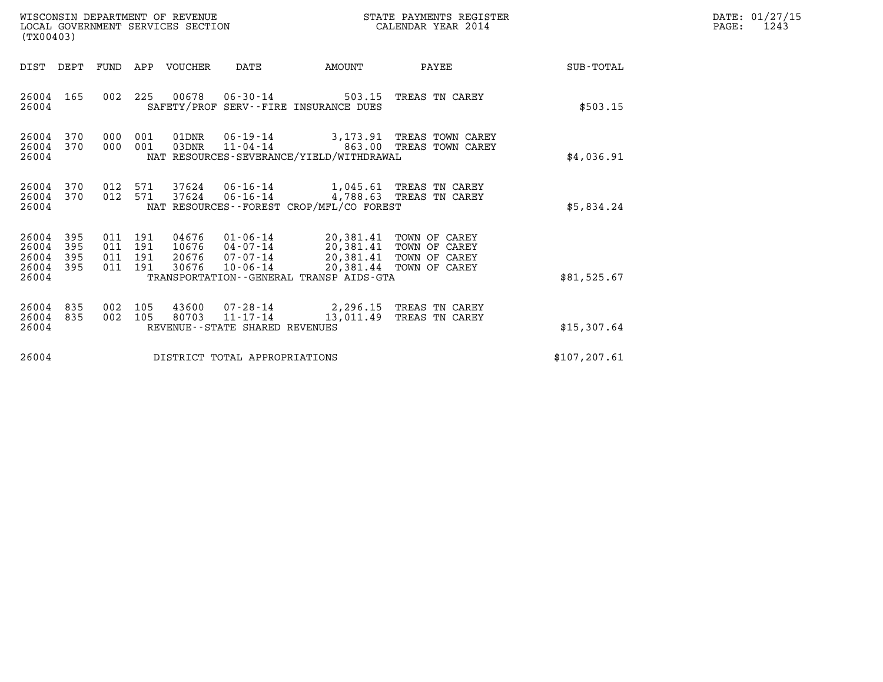WISCONSIN DEPARTMENT OF REVENUE
LOCAL GOVERNMENT SERVICES SECTION
(TX00403)

STATE PAYMENTS REGISTER
CALENDAR YEAR 2014

DATE: 01/27/15

| DIST | DEPT | FUND | APP | VOUCHER | DATE | AMOUNT | PAYEE | SUB-TOTAL |
|---|---|---|---|---|---|---|---|---|
| 26004 | 165 | 002 | 225 | 00678 | 06-30-14 | 503.15 | TREAS TN CAREY | |
| 26004 | | | | SAFETY/PROF SERV--FIRE INSURANCE DUES | | | | $503.15 |
| 26004 | 370 | 000 | 001 | 01DNR | 06-19-14 | 3,173.91 | TREAS TOWN CAREY | |
| 26004 | 370 | 000 | 001 | 03DNR | 11-04-14 | 863.00 | TREAS TOWN CAREY | |
| 26004 | | | | NAT RESOURCES-SEVERANCE/YIELD/WITHDRAWAL | | | | $4,036.91 |
| 26004 | 370 | 012 | 571 | 37624 | 06-16-14 | 1,045.61 | TREAS TN CAREY | |
| 26004 | 370 | 012 | 571 | 37624 | 06-16-14 | 4,788.63 | TREAS TN CAREY | |
| 26004 | | | | NAT RESOURCES--FOREST CROP/MFL/CO FOREST | | | | $5,834.24 |
| 26004 | 395 | 011 | 191 | 04676 | 01-06-14 | 20,381.41 | TOWN OF CAREY | |
| 26004 | 395 | 011 | 191 | 10676 | 04-07-14 | 20,381.41 | TOWN OF CAREY | |
| 26004 | 395 | 011 | 191 | 20676 | 07-07-14 | 20,381.41 | TOWN OF CAREY | |
| 26004 | 395 | 011 | 191 | 30676 | 10-06-14 | 20,381.44 | TOWN OF CAREY | |
| 26004 | | | | TRANSPORTATION--GENERAL TRANSP AIDS-GTA | | | | $81,525.67 |
| 26004 | 835 | 002 | 105 | 43600 | 07-28-14 | 2,296.15 | TREAS TN CAREY | |
| 26004 | 835 | 002 | 105 | 80703 | 11-17-14 | 13,011.49 | TREAS TN CAREY | |
| 26004 | | | | REVENUE--STATE SHARED REVENUES | | | | $15,307.64 |
| 26004 | | | | DISTRICT TOTAL APPROPRIATIONS | | | | $107,207.61 |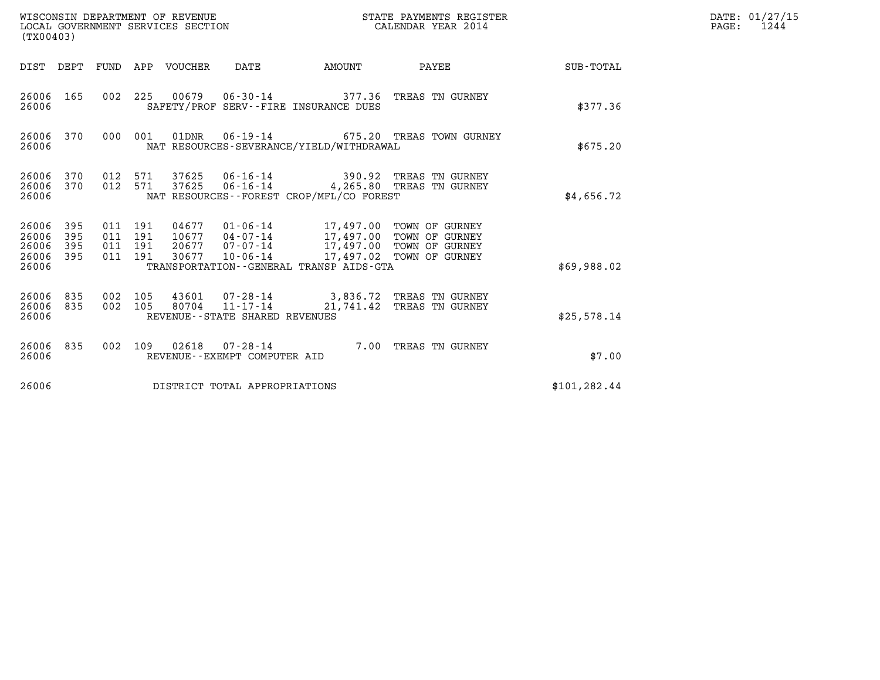WISCONSIN DEPARTMENT OF REVENUE
LOCAL GOVERNMENT SERVICES SECTION
(TX00403)

STATE PAYMENTS REGISTER
CALENDAR YEAR 2014

DATE: 01/27/15
PAGE: 1244

| DIST | DEPT | FUND | APP | VOUCHER | DATE | AMOUNT | PAYEE | SUB-TOTAL |
|---|---|---|---|---|---|---|---|---|
| 26006 | 165 | 002 | 225 | 00679 | 06-30-14 | 377.36 | TREAS TN GURNEY | |
| 26006 | | | | SAFETY/PROF SERV--FIRE INSURANCE DUES | | | | $377.36 |
| 26006 | 370 | 000 | 001 | 01DNR | 06-19-14 | 675.20 | TREAS TOWN GURNEY | |
| 26006 | | | | NAT RESOURCES-SEVERANCE/YIELD/WITHDRAWAL | | | | $675.20 |
| 26006 | 370 | 012 | 571 | 37625 | 06-16-14 | 390.92 | TREAS TN GURNEY | |
| 26006 | 370 | 012 | 571 | 37625 | 06-16-14 | 4,265.80 | TREAS TN GURNEY | |
| 26006 | | | | NAT RESOURCES--FOREST CROP/MFL/CO FOREST | | | | $4,656.72 |
| 26006 | 395 | 011 | 191 | 04677 | 01-06-14 | 17,497.00 | TOWN OF GURNEY | |
| 26006 | 395 | 011 | 191 | 10677 | 04-07-14 | 17,497.00 | TOWN OF GURNEY | |
| 26006 | 395 | 011 | 191 | 20677 | 07-07-14 | 17,497.00 | TOWN OF GURNEY | |
| 26006 | 395 | 011 | 191 | 30677 | 10-06-14 | 17,497.02 | TOWN OF GURNEY | |
| 26006 | | | | TRANSPORTATION--GENERAL TRANSP AIDS-GTA | | | | $69,988.02 |
| 26006 | 835 | 002 | 105 | 43601 | 07-28-14 | 3,836.72 | TREAS TN GURNEY | |
| 26006 | 835 | 002 | 105 | 80704 | 11-17-14 | 21,741.42 | TREAS TN GURNEY | |
| 26006 | | | | REVENUE--STATE SHARED REVENUES | | | | $25,578.14 |
| 26006 | 835 | 002 | 109 | 02618 | 07-28-14 | 7.00 | TREAS TN GURNEY | |
| 26006 | | | | REVENUE--EXEMPT COMPUTER AID | | | | $7.00 |
| 26006 | | | | DISTRICT TOTAL APPROPRIATIONS | | | | $101,282.44 |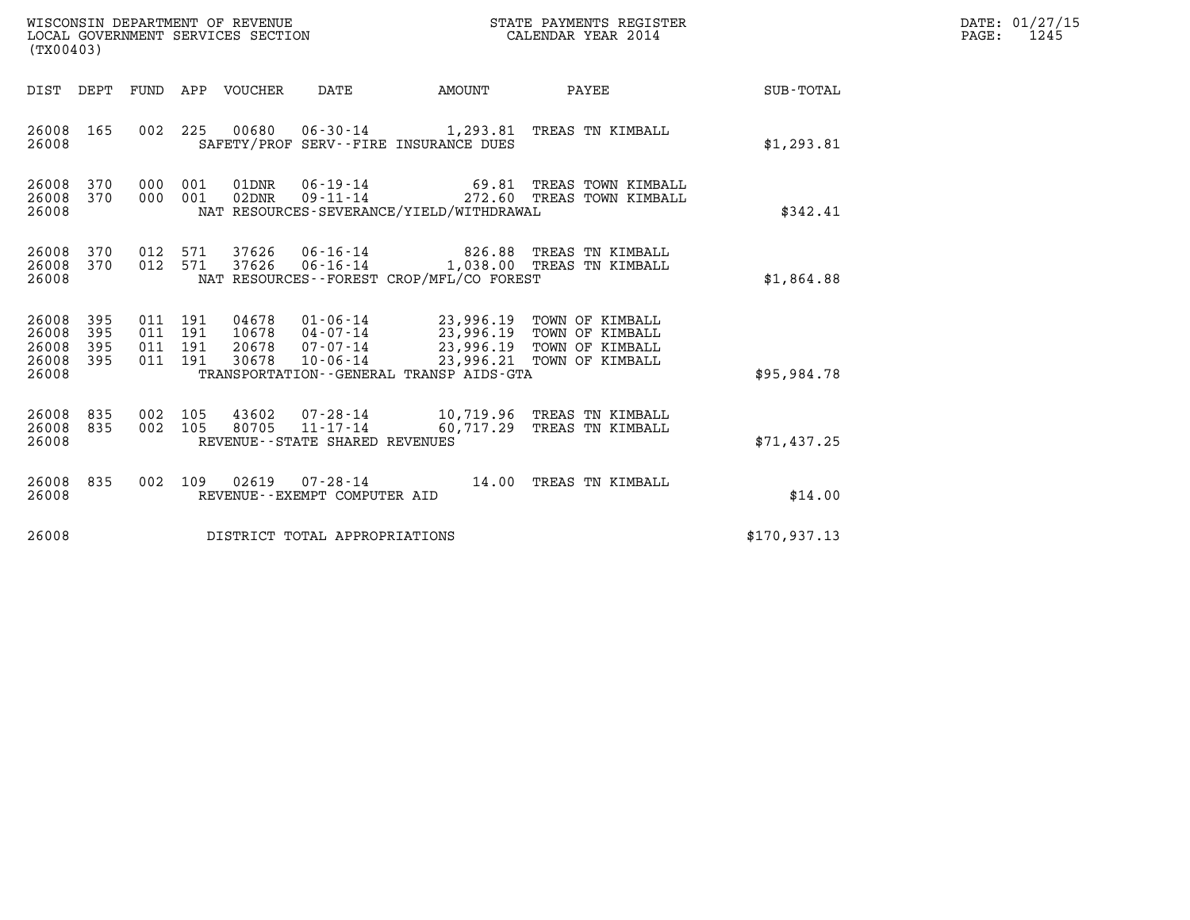WISCONSIN DEPARTMENT OF REVENUE
LOCAL GOVERNMENT SERVICES SECTION
(TX00403)

STATE PAYMENTS REGISTER
CALENDAR YEAR 2014

DATE: 01/27/15
PAGE: 1245

| DIST | DEPT | FUND | APP | VOUCHER | DATE | AMOUNT | PAYEE | SUB-TOTAL |
|---|---|---|---|---|---|---|---|---|
| 26008 | 165 | 002 | 225 | 00680 | 06-30-14 | 1,293.81 | TREAS TN KIMBALL | |
| 26008 | | | | SAFETY/PROF SERV--FIRE INSURANCE DUES | | | | $1,293.81 |
| 26008 | 370 | 000 | 001 | 01DNR | 06-19-14 | 69.81 | TREAS TOWN KIMBALL | |
| 26008 | 370 | 000 | 001 | 02DNR | 09-11-14 | 272.60 | TREAS TOWN KIMBALL | |
| 26008 | | | | NAT RESOURCES-SEVERANCE/YIELD/WITHDRAWAL | | | | $342.41 |
| 26008 | 370 | 012 | 571 | 37626 | 06-16-14 | 826.88 | TREAS TN KIMBALL | |
| 26008 | 370 | 012 | 571 | 37626 | 06-16-14 | 1,038.00 | TREAS TN KIMBALL | |
| 26008 | | | | NAT RESOURCES--FOREST CROP/MFL/CO FOREST | | | | $1,864.88 |
| 26008 | 395 | 011 | 191 | 04678 | 01-06-14 | 23,996.19 | TOWN OF KIMBALL | |
| 26008 | 395 | 011 | 191 | 10678 | 04-07-14 | 23,996.19 | TOWN OF KIMBALL | |
| 26008 | 395 | 011 | 191 | 20678 | 07-07-14 | 23,996.19 | TOWN OF KIMBALL | |
| 26008 | 395 | 011 | 191 | 30678 | 10-06-14 | 23,996.21 | TOWN OF KIMBALL | |
| 26008 | | | | TRANSPORTATION--GENERAL TRANSP AIDS-GTA | | | | $95,984.78 |
| 26008 | 835 | 002 | 105 | 43602 | 07-28-14 | 10,719.96 | TREAS TN KIMBALL | |
| 26008 | 835 | 002 | 105 | 80705 | 11-17-14 | 60,717.29 | TREAS TN KIMBALL | |
| 26008 | | | | REVENUE--STATE SHARED REVENUES | | | | $71,437.25 |
| 26008 | 835 | 002 | 109 | 02619 | 07-28-14 | 14.00 | TREAS TN KIMBALL | |
| 26008 | | | | REVENUE--EXEMPT COMPUTER AID | | | | $14.00 |
| 26008 | | | | DISTRICT TOTAL APPROPRIATIONS | | | | $170,937.13 |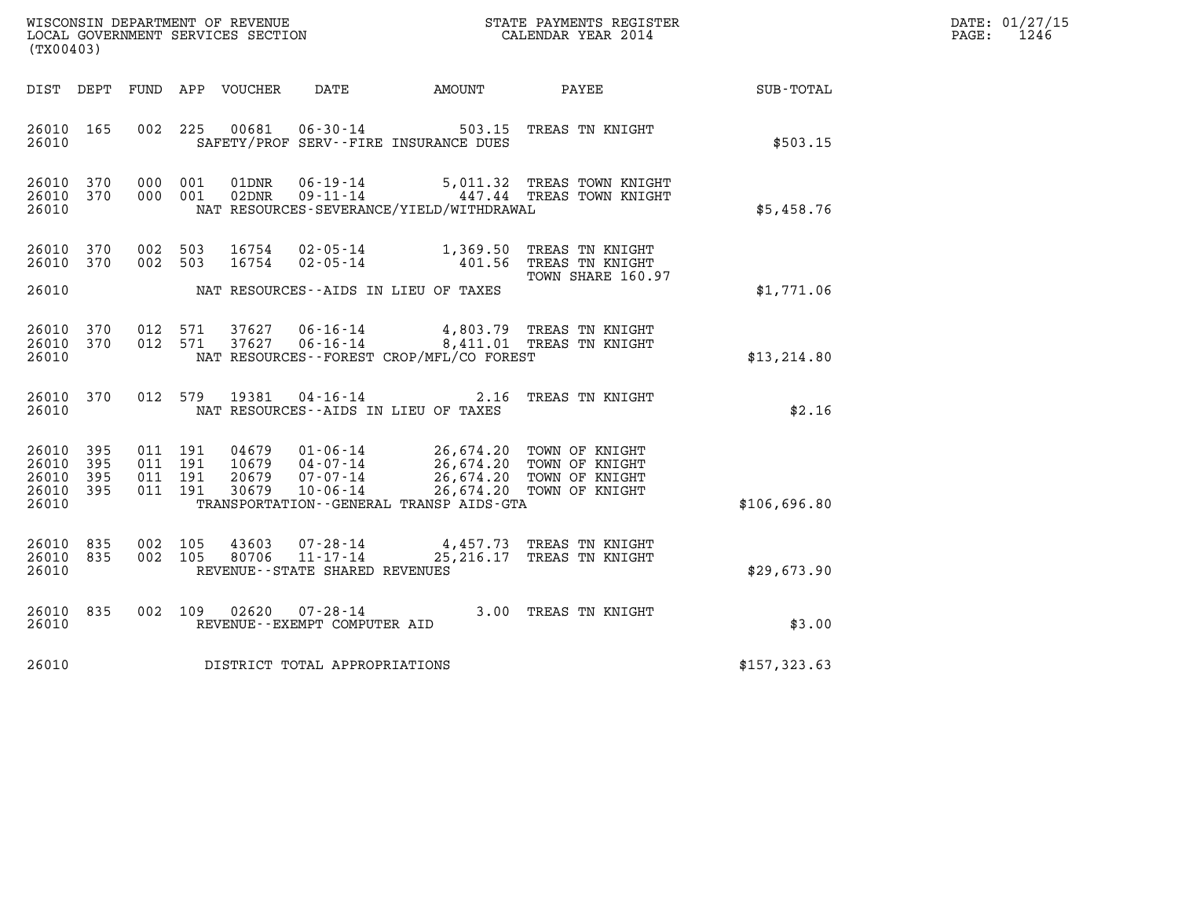WISCONSIN DEPARTMENT OF REVENUE
LOCAL GOVERNMENT SERVICES SECTION
(TX00403)

STATE PAYMENTS REGISTER
CALENDAR YEAR 2014

DATE: 01/27/15
PAGE: 1246

| DIST | DEPT | FUND | APP | VOUCHER | DATE | AMOUNT | PAYEE | SUB-TOTAL |
|---|---|---|---|---|---|---|---|---|
| 26010 | 165 | 002 | 225 | 00681 | 06-30-14 | 503.15 | TREAS TN KNIGHT | |
| 26010 | | | | | SAFETY/PROF SERV--FIRE INSURANCE DUES | | | $503.15 |
| 26010 | 370 | 000 | 001 | 01DNR | 06-19-14 | 5,011.32 | TREAS TOWN KNIGHT | |
| 26010 | 370 | 000 | 001 | 02DNR | 09-11-14 | 447.44 | TREAS TOWN KNIGHT | |
| 26010 | | | | | NAT RESOURCES-SEVERANCE/YIELD/WITHDRAWAL | | | $5,458.76 |
| 26010 | 370 | 002 | 503 | 16754 | 02-05-14 | 1,369.50 | TREAS TN KNIGHT | |
| 26010 | 370 | 002 | 503 | 16754 | 02-05-14 | 401.56 | TREAS TN KNIGHT TOWN SHARE 160.97 | |
| 26010 | | | | | NAT RESOURCES--AIDS IN LIEU OF TAXES | | | $1,771.06 |
| 26010 | 370 | 012 | 571 | 37627 | 06-16-14 | 4,803.79 | TREAS TN KNIGHT | |
| 26010 | 370 | 012 | 571 | 37627 | 06-16-14 | 8,411.01 | TREAS TN KNIGHT | |
| 26010 | | | | | NAT RESOURCES--FOREST CROP/MFL/CO FOREST | | | $13,214.80 |
| 26010 | 370 | 012 | 579 | 19381 | 04-16-14 | 2.16 | TREAS TN KNIGHT | |
| 26010 | | | | | NAT RESOURCES--AIDS IN LIEU OF TAXES | | | $2.16 |
| 26010 | 395 | 011 | 191 | 04679 | 01-06-14 | 26,674.20 | TOWN OF KNIGHT | |
| 26010 | 395 | 011 | 191 | 10679 | 04-07-14 | 26,674.20 | TOWN OF KNIGHT | |
| 26010 | 395 | 011 | 191 | 20679 | 07-07-14 | 26,674.20 | TOWN OF KNIGHT | |
| 26010 | 395 | 011 | 191 | 30679 | 10-06-14 | 26,674.20 | TOWN OF KNIGHT | |
| 26010 | | | | | TRANSPORTATION--GENERAL TRANSP AIDS-GTA | | | $106,696.80 |
| 26010 | 835 | 002 | 105 | 43603 | 07-28-14 | 4,457.73 | TREAS TN KNIGHT | |
| 26010 | 835 | 002 | 105 | 80706 | 11-17-14 | 25,216.17 | TREAS TN KNIGHT | |
| 26010 | | | | | REVENUE--STATE SHARED REVENUES | | | $29,673.90 |
| 26010 | 835 | 002 | 109 | 02620 | 07-28-14 | 3.00 | TREAS TN KNIGHT | |
| 26010 | | | | | REVENUE--EXEMPT COMPUTER AID | | | $3.00 |
| 26010 | | | | | DISTRICT TOTAL APPROPRIATIONS | | | $157,323.63 |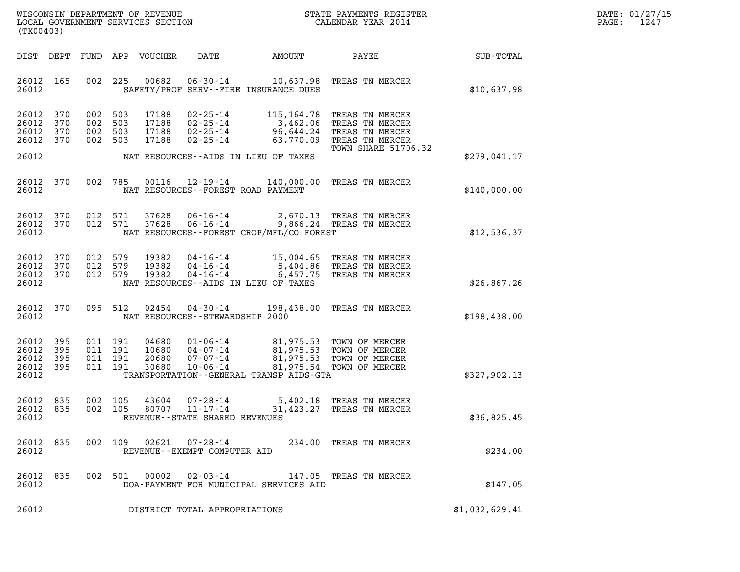WISCONSIN DEPARTMENT OF REVENUE
LOCAL GOVERNMENT SERVICES SECTION
(TX00403)

STATE PAYMENTS REGISTER
CALENDAR YEAR 2014

DATE: 01/27/15
PAGE: 1247

| DIST | DEPT | FUND | APP | VOUCHER | DATE | AMOUNT | PAYEE | SUB-TOTAL |
|---|---|---|---|---|---|---|---|---|
| 26012 | 165 | 002 | 225 | 00682 | 06-30-14 | 10,637.98 | TREAS TN MERCER | |
| 26012 | | | | | SAFETY/PROF SERV--FIRE INSURANCE DUES | | | $10,637.98 |
| 26012 | 370 | 002 | 503 | 17188 | 02-25-14 | 115,164.78 | TREAS TN MERCER | |
| 26012 | 370 | 002 | 503 | 17188 | 02-25-14 | 3,462.06 | TREAS TN MERCER | |
| 26012 | 370 | 002 | 503 | 17188 | 02-25-14 | 96,644.24 | TREAS TN MERCER | |
| 26012 | 370 | 002 | 503 | 17188 | 02-25-14 | 63,770.09 | TREAS TN MERCER | |
| | | | | | | | TOWN SHARE 51706.32 | |
| 26012 | | | | | NAT RESOURCES--AIDS IN LIEU OF TAXES | | | $279,041.17 |
| 26012 | 370 | 002 | 785 | 00116 | 12-19-14 | 140,000.00 | TREAS TN MERCER | |
| 26012 | | | | | NAT RESOURCES--FOREST ROAD PAYMENT | | | $140,000.00 |
| 26012 | 370 | 012 | 571 | 37628 | 06-16-14 | 2,670.13 | TREAS TN MERCER | |
| 26012 | 370 | 012 | 571 | 37628 | 06-16-14 | 9,866.24 | TREAS TN MERCER | |
| 26012 | | | | | NAT RESOURCES--FOREST CROP/MFL/CO FOREST | | | $12,536.37 |
| 26012 | 370 | 012 | 579 | 19382 | 04-16-14 | 15,004.65 | TREAS TN MERCER | |
| 26012 | 370 | 012 | 579 | 19382 | 04-16-14 | 5,404.86 | TREAS TN MERCER | |
| 26012 | 370 | 012 | 579 | 19382 | 04-16-14 | 6,457.75 | TREAS TN MERCER | |
| 26012 | | | | | NAT RESOURCES--AIDS IN LIEU OF TAXES | | | $26,867.26 |
| 26012 | 370 | 095 | 512 | 02454 | 04-30-14 | 198,438.00 | TREAS TN MERCER | |
| 26012 | | | | | NAT RESOURCES--STEWARDSHIP 2000 | | | $198,438.00 |
| 26012 | 395 | 011 | 191 | 04680 | 01-06-14 | 81,975.53 | TOWN OF MERCER | |
| 26012 | 395 | 011 | 191 | 10680 | 04-07-14 | 81,975.53 | TOWN OF MERCER | |
| 26012 | 395 | 011 | 191 | 20680 | 07-07-14 | 81,975.53 | TOWN OF MERCER | |
| 26012 | 395 | 011 | 191 | 30680 | 10-06-14 | 81,975.54 | TOWN OF MERCER | |
| 26012 | | | | | TRANSPORTATION--GENERAL TRANSP AIDS-GTA | | | $327,902.13 |
| 26012 | 835 | 002 | 105 | 43604 | 07-28-14 | 5,402.18 | TREAS TN MERCER | |
| 26012 | 835 | 002 | 105 | 80707 | 11-17-14 | 31,423.27 | TREAS TN MERCER | |
| 26012 | | | | | REVENUE--STATE SHARED REVENUES | | | $36,825.45 |
| 26012 | 835 | 002 | 109 | 02621 | 07-28-14 | 234.00 | TREAS TN MERCER | |
| 26012 | | | | | REVENUE--EXEMPT COMPUTER AID | | | $234.00 |
| 26012 | 835 | 002 | 501 | 00002 | 02-03-14 | 147.05 | TREAS TN MERCER | |
| 26012 | | | | | DOA-PAYMENT FOR MUNICIPAL SERVICES AID | | | $147.05 |
| 26012 | | | | | DISTRICT TOTAL APPROPRIATIONS | | | $1,032,629.41 |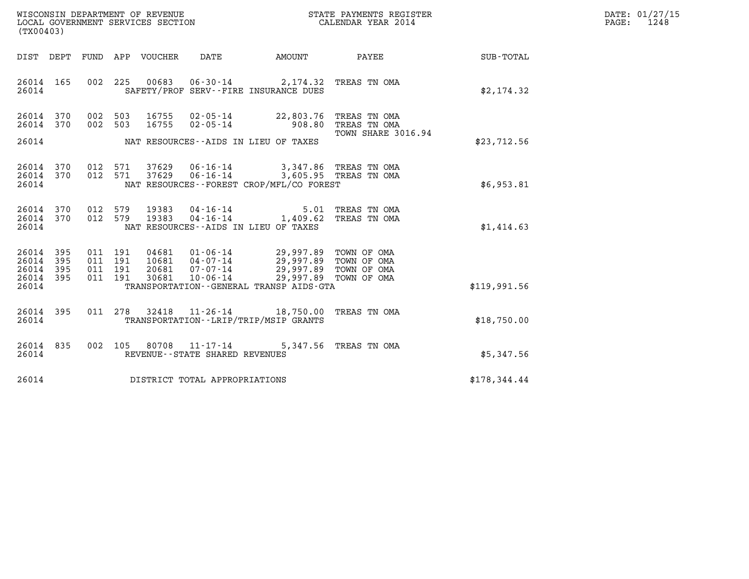WISCONSIN DEPARTMENT OF REVENUE
LOCAL GOVERNMENT SERVICES SECTION
(TX00403)

STATE PAYMENTS REGISTER
CALENDAR YEAR 2014

DATE: 01/27/15
PAGE: 1248

| DIST | DEPT | FUND | APP | VOUCHER | DATE | AMOUNT | PAYEE | SUB-TOTAL |
|---|---|---|---|---|---|---|---|---|
| 26014 | 165 | 002 | 225 | 00683 | 06-30-14 | 2,174.32 | TREAS TN OMA | |
| 26014 | | | | | SAFETY/PROF SERV--FIRE INSURANCE DUES | | | $2,174.32 |
| 26014 | 370 | 002 | 503 | 16755 | 02-05-14 | 22,803.76 | TREAS TN OMA | |
| 26014 | 370 | 002 | 503 | 16755 | 02-05-14 | 908.80 | TREAS TN OMA | |
| | | | | | | | TOWN SHARE 3016.94 | |
| 26014 | | | | | NAT RESOURCES--AIDS IN LIEU OF TAXES | | | $23,712.56 |
| 26014 | 370 | 012 | 571 | 37629 | 06-16-14 | 3,347.86 | TREAS TN OMA | |
| 26014 | 370 | 012 | 571 | 37629 | 06-16-14 | 3,605.95 | TREAS TN OMA | |
| 26014 | | | | | NAT RESOURCES--FOREST CROP/MFL/CO FOREST | | | $6,953.81 |
| 26014 | 370 | 012 | 579 | 19383 | 04-16-14 | 5.01 | TREAS TN OMA | |
| 26014 | 370 | 012 | 579 | 19383 | 04-16-14 | 1,409.62 | TREAS TN OMA | |
| 26014 | | | | | NAT RESOURCES--AIDS IN LIEU OF TAXES | | | $1,414.63 |
| 26014 | 395 | 011 | 191 | 04681 | 01-06-14 | 29,997.89 | TOWN OF OMA | |
| 26014 | 395 | 011 | 191 | 10681 | 04-07-14 | 29,997.89 | TOWN OF OMA | |
| 26014 | 395 | 011 | 191 | 20681 | 07-07-14 | 29,997.89 | TOWN OF OMA | |
| 26014 | 395 | 011 | 191 | 30681 | 10-06-14 | 29,997.89 | TOWN OF OMA | |
| 26014 | | | | | TRANSPORTATION--GENERAL TRANSP AIDS-GTA | | | $119,991.56 |
| 26014 | 395 | 011 | 278 | 32418 | 11-26-14 | 18,750.00 | TREAS TN OMA | |
| 26014 | | | | | TRANSPORTATION--LRIP/TRIP/MSIP GRANTS | | | $18,750.00 |
| 26014 | 835 | 002 | 105 | 80708 | 11-17-14 | 5,347.56 | TREAS TN OMA | |
| 26014 | | | | | REVENUE--STATE SHARED REVENUES | | | $5,347.56 |
| 26014 | | | | | DISTRICT TOTAL APPROPRIATIONS | | | $178,344.44 |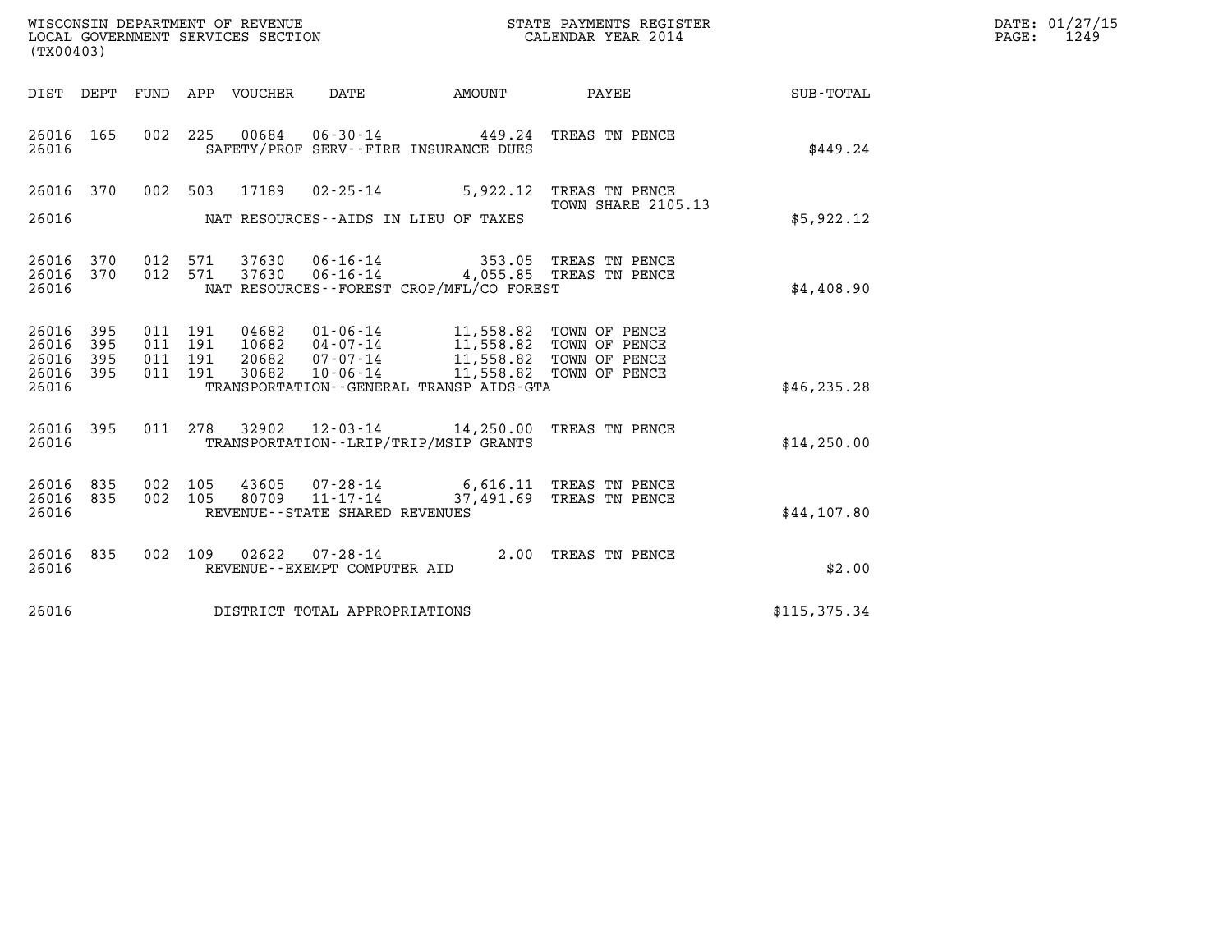WISCONSIN DEPARTMENT OF REVENUE
LOCAL GOVERNMENT SERVICES SECTION
(TX00403)

STATE PAYMENTS REGISTER
CALENDAR YEAR 2014

DATE: 01/27/15
PAGE: 1249

| DIST | DEPT | FUND | APP | VOUCHER | DATE | AMOUNT | PAYEE | SUB-TOTAL |
|---|---|---|---|---|---|---|---|---|
| 26016 | 165 | 002 | 225 | 00684 | 06-30-14 | 449.24 | TREAS TN PENCE | |
| 26016 | | | | | SAFETY/PROF SERV--FIRE INSURANCE DUES | | | $449.24 |
| 26016 | 370 | 002 | 503 | 17189 | 02-25-14 | 5,922.12 | TREAS TN PENCE TOWN SHARE 2105.13 | |
| 26016 | | | | | NAT RESOURCES--AIDS IN LIEU OF TAXES | | | $5,922.12 |
| 26016 | 370 | 012 | 571 | 37630 | 06-16-14 | 353.05 | TREAS TN PENCE | |
| 26016 | 370 | 012 | 571 | 37630 | 06-16-14 | 4,055.85 | TREAS TN PENCE | |
| 26016 | | | | | NAT RESOURCES--FOREST CROP/MFL/CO FOREST | | | $4,408.90 |
| 26016 | 395 | 011 | 191 | 04682 | 01-06-14 | 11,558.82 | TOWN OF PENCE | |
| 26016 | 395 | 011 | 191 | 10682 | 04-07-14 | 11,558.82 | TOWN OF PENCE | |
| 26016 | 395 | 011 | 191 | 20682 | 07-07-14 | 11,558.82 | TOWN OF PENCE | |
| 26016 | 395 | 011 | 191 | 30682 | 10-06-14 | 11,558.82 | TOWN OF PENCE | |
| 26016 | | | | | TRANSPORTATION--GENERAL TRANSP AIDS-GTA | | | $46,235.28 |
| 26016 | 395 | 011 | 278 | 32902 | 12-03-14 | 14,250.00 | TREAS TN PENCE | |
| 26016 | | | | | TRANSPORTATION--LRIP/TRIP/MSIP GRANTS | | | $14,250.00 |
| 26016 | 835 | 002 | 105 | 43605 | 07-28-14 | 6,616.11 | TREAS TN PENCE | |
| 26016 | 835 | 002 | 105 | 80709 | 11-17-14 | 37,491.69 | TREAS TN PENCE | |
| 26016 | | | | | REVENUE--STATE SHARED REVENUES | | | $44,107.80 |
| 26016 | 835 | 002 | 109 | 02622 | 07-28-14 | 2.00 | TREAS TN PENCE | |
| 26016 | | | | | REVENUE--EXEMPT COMPUTER AID | | | $2.00 |
| 26016 | | | | | DISTRICT TOTAL APPROPRIATIONS | | | $115,375.34 |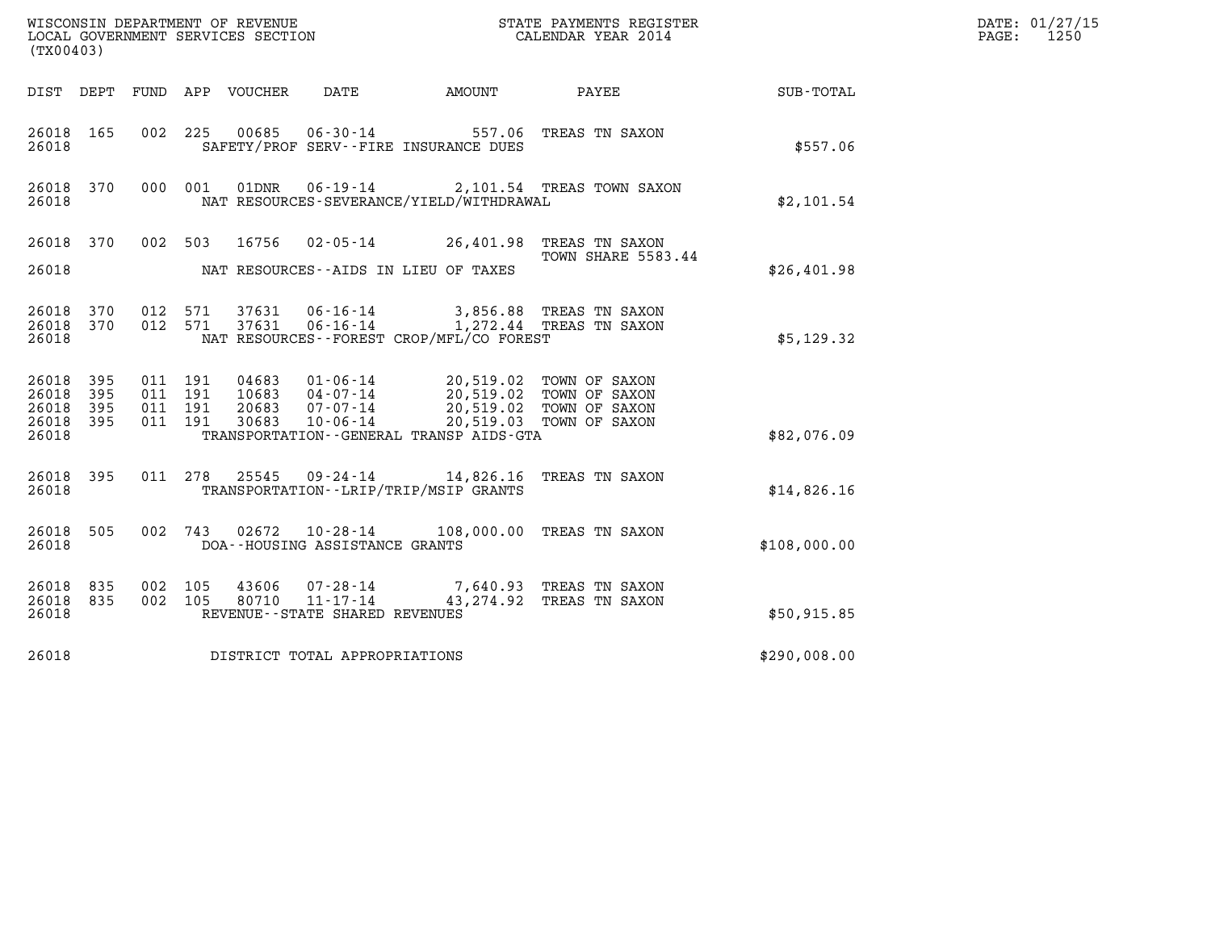WISCONSIN DEPARTMENT OF REVENUE
LOCAL GOVERNMENT SERVICES SECTION
(TX00403)

STATE PAYMENTS REGISTER
CALENDAR YEAR 2014

DATE: 01/27/15
PAGE: 1250

| DIST | DEPT | FUND | APP | VOUCHER | DATE | AMOUNT | PAYEE | SUB-TOTAL |
|---|---|---|---|---|---|---|---|---|
| 26018 | 165 | 002 | 225 | 00685 | 06-30-14 | 557.06 | TREAS TN SAXON | |
| 26018 | | | | | SAFETY/PROF SERV--FIRE INSURANCE DUES | | | $557.06 |
| 26018 | 370 | 000 | 001 | 01DNR | 06-19-14 | 2,101.54 | TREAS TOWN SAXON | |
| 26018 | | | | | NAT RESOURCES-SEVERANCE/YIELD/WITHDRAWAL | | | $2,101.54 |
| 26018 | 370 | 002 | 503 | 16756 | 02-05-14 | 26,401.98 | TREAS TN SAXON TOWN SHARE 5583.44 | |
| 26018 | | | | | NAT RESOURCES--AIDS IN LIEU OF TAXES | | | $26,401.98 |
| 26018 | 370 | 012 | 571 | 37631 | 06-16-14 | 3,856.88 | TREAS TN SAXON | |
| 26018 | 370 | 012 | 571 | 37631 | 06-16-14 | 1,272.44 | TREAS TN SAXON | |
| 26018 | | | | | NAT RESOURCES--FOREST CROP/MFL/CO FOREST | | | $5,129.32 |
| 26018 | 395 | 011 | 191 | 04683 | 01-06-14 | 20,519.02 | TOWN OF SAXON | |
| 26018 | 395 | 011 | 191 | 10683 | 04-07-14 | 20,519.02 | TOWN OF SAXON | |
| 26018 | 395 | 011 | 191 | 20683 | 07-07-14 | 20,519.02 | TOWN OF SAXON | |
| 26018 | 395 | 011 | 191 | 30683 | 10-06-14 | 20,519.03 | TOWN OF SAXON | |
| 26018 | | | | | TRANSPORTATION--GENERAL TRANSP AIDS-GTA | | | $82,076.09 |
| 26018 | 395 | 011 | 278 | 25545 | 09-24-14 | 14,826.16 | TREAS TN SAXON | |
| 26018 | | | | | TRANSPORTATION--LRIP/TRIP/MSIP GRANTS | | | $14,826.16 |
| 26018 | 505 | 002 | 743 | 02672 | 10-28-14 | 108,000.00 | TREAS TN SAXON | |
| 26018 | | | | | DOA--HOUSING ASSISTANCE GRANTS | | | $108,000.00 |
| 26018 | 835 | 002 | 105 | 43606 | 07-28-14 | 7,640.93 | TREAS TN SAXON | |
| 26018 | 835 | 002 | 105 | 80710 | 11-17-14 | 43,274.92 | TREAS TN SAXON | |
| 26018 | | | | | REVENUE--STATE SHARED REVENUES | | | $50,915.85 |
| 26018 | | | | | DISTRICT TOTAL APPROPRIATIONS | | | $290,008.00 |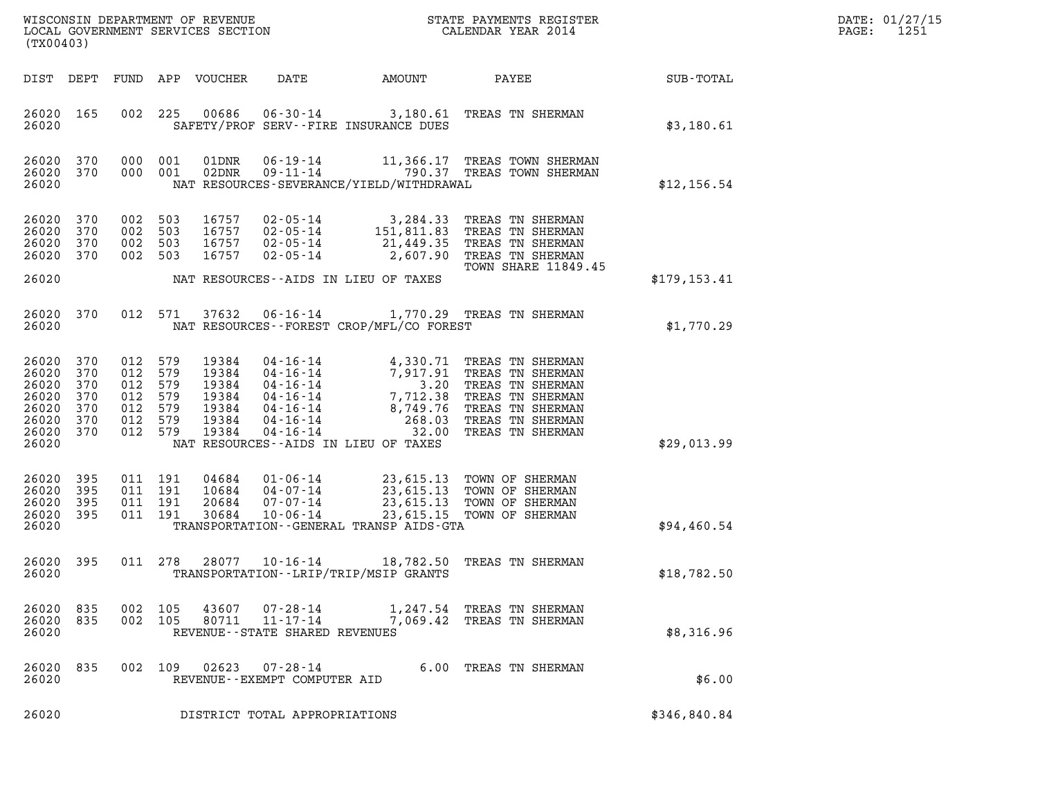WISCONSIN DEPARTMENT OF REVENUE
LOCAL GOVERNMENT SERVICES SECTION
(TX00403)

STATE PAYMENTS REGISTER
CALENDAR YEAR 2014

DATE: 01/27/15

| DIST | DEPT | FUND | APP | VOUCHER | DATE | AMOUNT | PAYEE | SUB-TOTAL |
|---|---|---|---|---|---|---|---|---|
| 26020 | 165 | 002 | 225 | 00686 | 06-30-14 | 3,180.61 | TREAS TN SHERMAN | |
| 26020 | | | | SAFETY/PROF SERV--FIRE INSURANCE DUES | | | | $3,180.61 |
| 26020 | 370 | 000 | 001 | 01DNR | 06-19-14 | 11,366.17 | TREAS TOWN SHERMAN | |
| 26020 | 370 | 000 | 001 | 02DNR | 09-11-14 | 790.37 | TREAS TOWN SHERMAN | |
| 26020 | | | | NAT RESOURCES-SEVERANCE/YIELD/WITHDRAWAL | | | | $12,156.54 |
| 26020 | 370 | 002 | 503 | 16757 | 02-05-14 | 3,284.33 | TREAS TN SHERMAN | |
| 26020 | 370 | 002 | 503 | 16757 | 02-05-14 | 151,811.83 | TREAS TN SHERMAN | |
| 26020 | 370 | 002 | 503 | 16757 | 02-05-14 | 21,449.35 | TREAS TN SHERMAN | |
| 26020 | 370 | 002 | 503 | 16757 | 02-05-14 | 2,607.90 | TREAS TN SHERMAN TOWN SHARE 11849.45 | |
| 26020 | | | | NAT RESOURCES--AIDS IN LIEU OF TAXES | | | | $179,153.41 |
| 26020 | 370 | 012 | 571 | 37632 | 06-16-14 | 1,770.29 | TREAS TN SHERMAN | |
| 26020 | | | | NAT RESOURCES--FOREST CROP/MFL/CO FOREST | | | | $1,770.29 |
| 26020 | 370 | 012 | 579 | 19384 | 04-16-14 | 4,330.71 | TREAS TN SHERMAN | |
| 26020 | 370 | 012 | 579 | 19384 | 04-16-14 | 7,917.91 | TREAS TN SHERMAN | |
| 26020 | 370 | 012 | 579 | 19384 | 04-16-14 | 3.20 | TREAS TN SHERMAN | |
| 26020 | 370 | 012 | 579 | 19384 | 04-16-14 | 7,712.38 | TREAS TN SHERMAN | |
| 26020 | 370 | 012 | 579 | 19384 | 04-16-14 | 8,749.76 | TREAS TN SHERMAN | |
| 26020 | 370 | 012 | 579 | 19384 | 04-16-14 | 268.03 | TREAS TN SHERMAN | |
| 26020 | 370 | 012 | 579 | 19384 | 04-16-14 | 32.00 | TREAS TN SHERMAN | |
| 26020 | | | | NAT RESOURCES--AIDS IN LIEU OF TAXES | | | | $29,013.99 |
| 26020 | 395 | 011 | 191 | 04684 | 01-06-14 | 23,615.13 | TOWN OF SHERMAN | |
| 26020 | 395 | 011 | 191 | 10684 | 04-07-14 | 23,615.13 | TOWN OF SHERMAN | |
| 26020 | 395 | 011 | 191 | 20684 | 07-07-14 | 23,615.13 | TOWN OF SHERMAN | |
| 26020 | 395 | 011 | 191 | 30684 | 10-06-14 | 23,615.15 | TOWN OF SHERMAN | |
| 26020 | | | | TRANSPORTATION--GENERAL TRANSP AIDS-GTA | | | | $94,460.54 |
| 26020 | 395 | 011 | 278 | 28077 | 10-16-14 | 18,782.50 | TREAS TN SHERMAN | |
| 26020 | | | | TRANSPORTATION--LRIP/TRIP/MSIP GRANTS | | | | $18,782.50 |
| 26020 | 835 | 002 | 105 | 43607 | 07-28-14 | 1,247.54 | TREAS TN SHERMAN | |
| 26020 | 835 | 002 | 105 | 80711 | 11-17-14 | 7,069.42 | TREAS TN SHERMAN | |
| 26020 | | | | REVENUE--STATE SHARED REVENUES | | | | $8,316.96 |
| 26020 | 835 | 002 | 109 | 02623 | 07-28-14 | 6.00 | TREAS TN SHERMAN | |
| 26020 | | | | REVENUE--EXEMPT COMPUTER AID | | | | $6.00 |
| 26020 | | | | DISTRICT TOTAL APPROPRIATIONS | | | | $346,840.84 |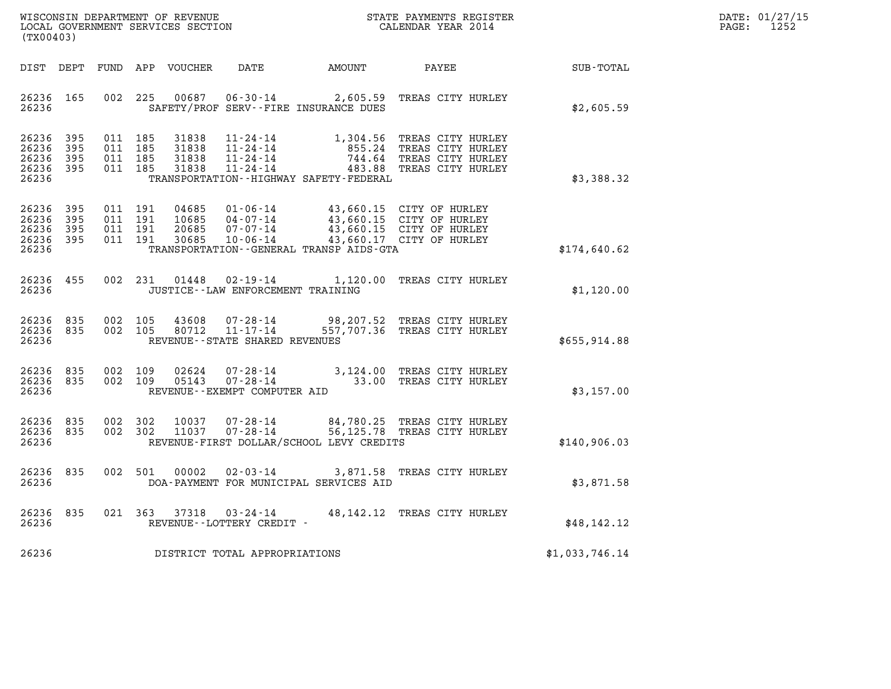WISCONSIN DEPARTMENT OF REVENUE
LOCAL GOVERNMENT SERVICES SECTION
(TX00403)

STATE PAYMENTS REGISTER
CALENDAR YEAR 2014

DATE: 01/27/15
PAGE: 1252

| DIST | DEPT | FUND | APP | VOUCHER | DATE | AMOUNT | PAYEE | SUB-TOTAL |
|---|---|---|---|---|---|---|---|---|
| 26236 | 165 | 002 | 225 | 00687 | 06-30-14 | 2,605.59 | TREAS CITY HURLEY | |
| 26236 | | | | SAFETY/PROF SERV--FIRE INSURANCE DUES | | | | $2,605.59 |
| 26236 | 395 | 011 | 185 | 31838 | 11-24-14 | 1,304.56 | TREAS CITY HURLEY | |
| 26236 | 395 | 011 | 185 | 31838 | 11-24-14 | 855.24 | TREAS CITY HURLEY | |
| 26236 | 395 | 011 | 185 | 31838 | 11-24-14 | 744.64 | TREAS CITY HURLEY | |
| 26236 | 395 | 011 | 185 | 31838 | 11-24-14 | 483.88 | TREAS CITY HURLEY | |
| 26236 | | | | TRANSPORTATION--HIGHWAY SAFETY-FEDERAL | | | | $3,388.32 |
| 26236 | 395 | 011 | 191 | 04685 | 01-06-14 | 43,660.15 | CITY OF HURLEY | |
| 26236 | 395 | 011 | 191 | 10685 | 04-07-14 | 43,660.15 | CITY OF HURLEY | |
| 26236 | 395 | 011 | 191 | 20685 | 07-07-14 | 43,660.15 | CITY OF HURLEY | |
| 26236 | 395 | 011 | 191 | 30685 | 10-06-14 | 43,660.17 | CITY OF HURLEY | |
| 26236 | | | | TRANSPORTATION--GENERAL TRANSP AIDS-GTA | | | | $174,640.62 |
| 26236 | 455 | 002 | 231 | 01448 | 02-19-14 | 1,120.00 | TREAS CITY HURLEY | |
| 26236 | | | | JUSTICE--LAW ENFORCEMENT TRAINING | | | | $1,120.00 |
| 26236 | 835 | 002 | 105 | 43608 | 07-28-14 | 98,207.52 | TREAS CITY HURLEY | |
| 26236 | 835 | 002 | 105 | 80712 | 11-17-14 | 557,707.36 | TREAS CITY HURLEY | |
| 26236 | | | | REVENUE--STATE SHARED REVENUES | | | | $655,914.88 |
| 26236 | 835 | 002 | 109 | 02624 | 07-28-14 | 3,124.00 | TREAS CITY HURLEY | |
| 26236 | 835 | 002 | 109 | 05143 | 07-28-14 | 33.00 | TREAS CITY HURLEY | |
| 26236 | | | | REVENUE--EXEMPT COMPUTER AID | | | | $3,157.00 |
| 26236 | 835 | 002 | 302 | 10037 | 07-28-14 | 84,780.25 | TREAS CITY HURLEY | |
| 26236 | 835 | 002 | 302 | 11037 | 07-28-14 | 56,125.78 | TREAS CITY HURLEY | |
| 26236 | | | | REVENUE-FIRST DOLLAR/SCHOOL LEVY CREDITS | | | | $140,906.03 |
| 26236 | 835 | 002 | 501 | 00002 | 02-03-14 | 3,871.58 | TREAS CITY HURLEY | |
| 26236 | | | | DOA-PAYMENT FOR MUNICIPAL SERVICES AID | | | | $3,871.58 |
| 26236 | 835 | 021 | 363 | 37318 | 03-24-14 | 48,142.12 | TREAS CITY HURLEY | |
| 26236 | | | | REVENUE--LOTTERY CREDIT - | | | | $48,142.12 |
| 26236 | | | | DISTRICT TOTAL APPROPRIATIONS | | | | $1,033,746.14 |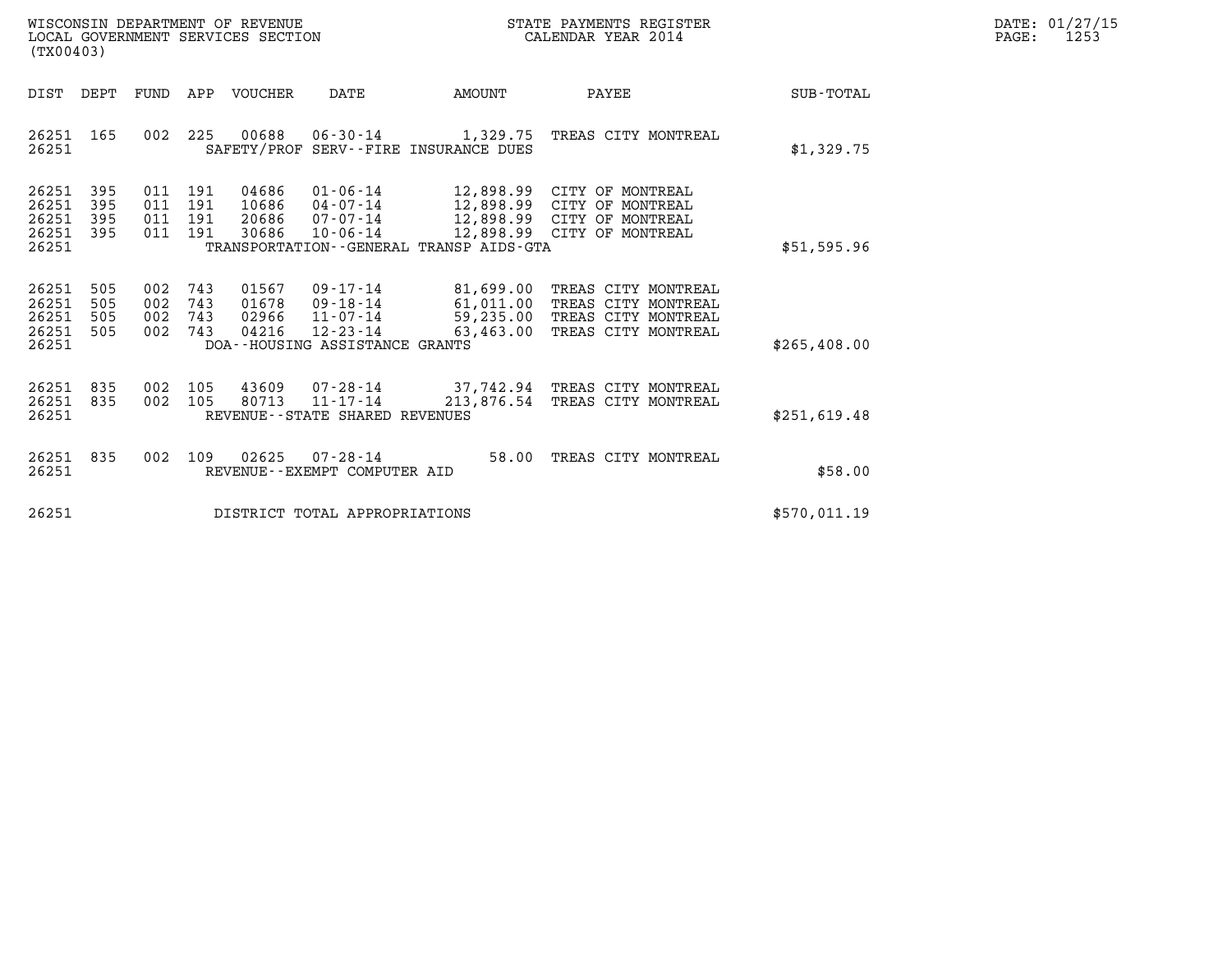WISCONSIN DEPARTMENT OF REVENUE
LOCAL GOVERNMENT SERVICES SECTION
(TX00403)

STATE PAYMENTS REGISTER
CALENDAR YEAR 2014

| DIST | DEPT | FUND | APP | VOUCHER | DATE | AMOUNT | PAYEE | SUB-TOTAL |
|---|---|---|---|---|---|---|---|---|
| 26251 | 165 | 002 | 225 | 00688 | 06-30-14 | 1,329.75 | TREAS CITY MONTREAL | |
| 26251 | | | | | SAFETY/PROF SERV--FIRE INSURANCE DUES | | | $1,329.75 |
| 26251 | 395 | 011 | 191 | 04686 | 01-06-14 | 12,898.99 | CITY OF MONTREAL | |
| 26251 | 395 | 011 | 191 | 10686 | 04-07-14 | 12,898.99 | CITY OF MONTREAL | |
| 26251 | 395 | 011 | 191 | 20686 | 07-07-14 | 12,898.99 | CITY OF MONTREAL | |
| 26251 | 395 | 011 | 191 | 30686 | 10-06-14 | 12,898.99 | CITY OF MONTREAL | |
| 26251 | | | | | TRANSPORTATION--GENERAL TRANSP AIDS-GTA | | | $51,595.96 |
| 26251 | 505 | 002 | 743 | 01567 | 09-17-14 | 81,699.00 | TREAS CITY MONTREAL | |
| 26251 | 505 | 002 | 743 | 01678 | 09-18-14 | 61,011.00 | TREAS CITY MONTREAL | |
| 26251 | 505 | 002 | 743 | 02966 | 11-07-14 | 59,235.00 | TREAS CITY MONTREAL | |
| 26251 | 505 | 002 | 743 | 04216 | 12-23-14 | 63,463.00 | TREAS CITY MONTREAL | |
| 26251 | | | | | DOA--HOUSING ASSISTANCE GRANTS | | | $265,408.00 |
| 26251 | 835 | 002 | 105 | 43609 | 07-28-14 | 37,742.94 | TREAS CITY MONTREAL | |
| 26251 | 835 | 002 | 105 | 80713 | 11-17-14 | 213,876.54 | TREAS CITY MONTREAL | |
| 26251 | | | | | REVENUE--STATE SHARED REVENUES | | | $251,619.48 |
| 26251 | 835 | 002 | 109 | 02625 | 07-28-14 | 58.00 | TREAS CITY MONTREAL | |
| 26251 | | | | | REVENUE--EXEMPT COMPUTER AID | | | $58.00 |
| 26251 | | | | | DISTRICT TOTAL APPROPRIATIONS | | | $570,011.19 |